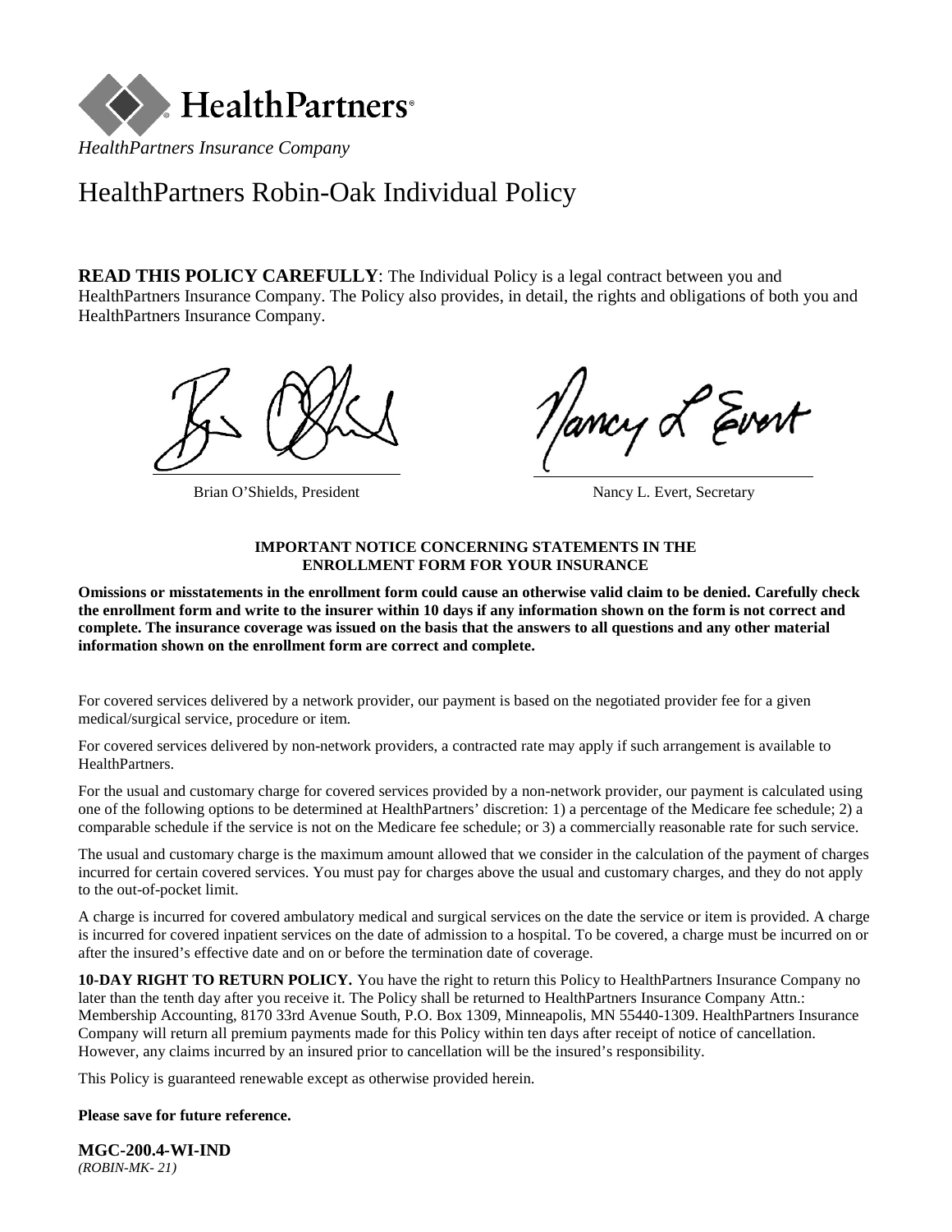HealthPartners®

*HealthPartners Insurance Company*

# HealthPartners Robin-Oak Individual Policy

**READ THIS POLICY CAREFULLY**: The Individual Policy is a legal contract between you and HealthPartners Insurance Company. The Policy also provides, in detail, the rights and obligations of both you and HealthPartners Insurance Company.

Brian O'Shields, President

Nancy L. Evert, Secretary

**IMPORTANT NOTICE CONCERNING STATEMENTS IN THE ENROLLMENT FORM FOR YOUR INSURANCE**

**Omissions or misstatements in the enrollment form could cause an otherwise valid claim to be denied. Carefully check the enrollment form and write to the insurer within 10 days if any information shown on the form is not correct and complete. The insurance coverage was issued on the basis that the answers to all questions and any other material information shown on the enrollment form are correct and complete.**

For covered services delivered by a network provider, our payment is based on the negotiated provider fee for a given medical/surgical service, procedure or item.

For covered services delivered by non-network providers, a contracted rate may apply if such arrangement is available to HealthPartners.

For the usual and customary charge for covered services provided by a non-network provider, our payment is calculated using one of the following options to be determined at HealthPartners' discretion: 1) a percentage of the Medicare fee schedule; 2) a comparable schedule if the service is not on the Medicare fee schedule; or 3) a commercially reasonable rate for such service.

The usual and customary charge is the maximum amount allowed that we consider in the calculation of the payment of charges incurred for certain covered services. You must pay for charges above the usual and customary charges, and they do not apply to the out-of-pocket limit.

A charge is incurred for covered ambulatory medical and surgical services on the date the service or item is provided. A charge is incurred for covered inpatient services on the date of admission to a hospital. To be covered, a charge must be incurred on or after the insured's effective date and on or before the termination date of coverage.

**10-DAY RIGHT TO RETURN POLICY.** You have the right to return this Policy to HealthPartners Insurance Company no later than the tenth day after you receive it. The Policy shall be returned to HealthPartners Insurance Company Attn.: Membership Accounting, 8170 33rd Avenue South, P.O. Box 1309, Minneapolis, MN 55440-1309. HealthPartners Insurance Company will return all premium payments made for this Policy within ten days after receipt of notice of cancellation. However, any claims incurred by an insured prior to cancellation will be the insured's responsibility.

This Policy is guaranteed renewable except as otherwise provided herein.

**Please save for future reference.**

**MGC-200.4-WI-IND**
*(ROBIN-MK- 21)*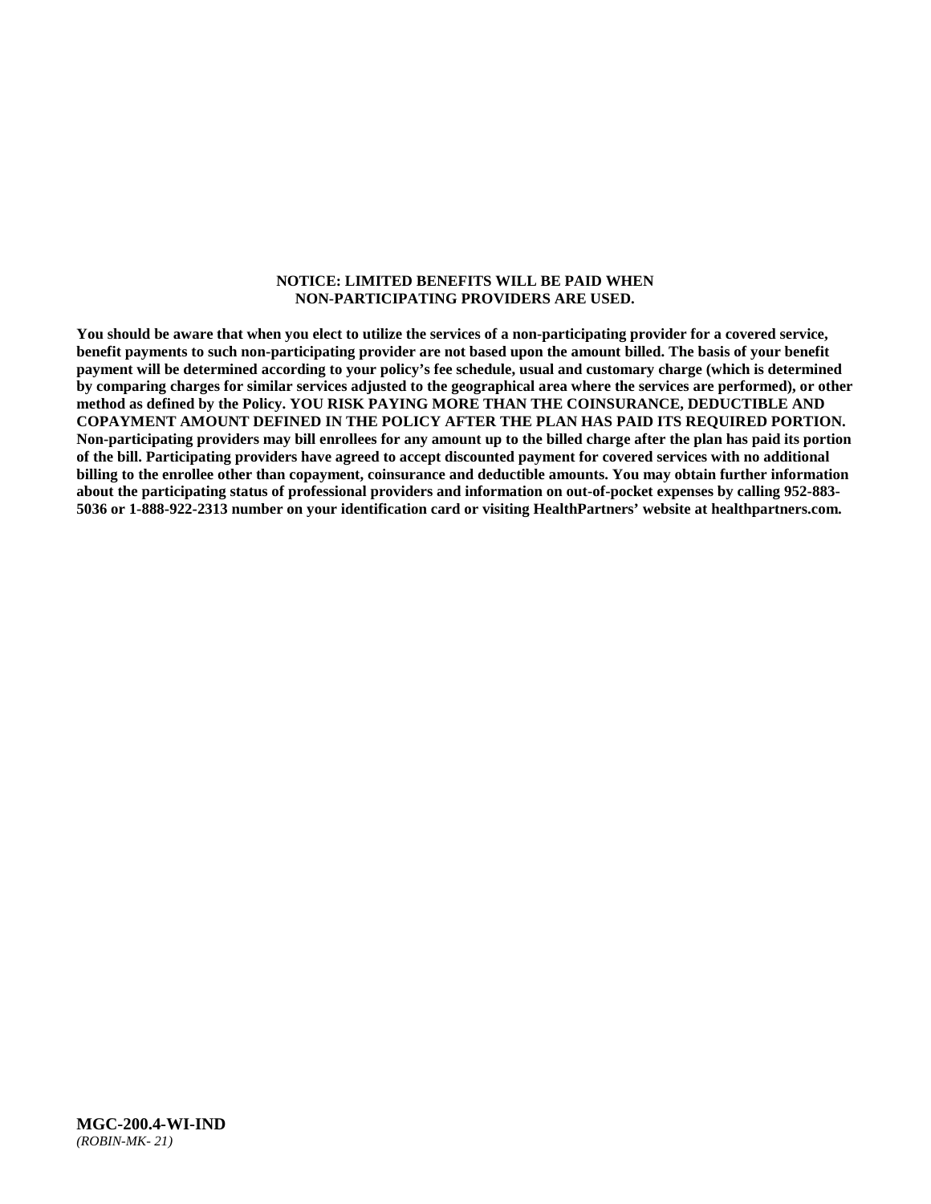**NOTICE: LIMITED BENEFITS WILL BE PAID WHEN NON-PARTICIPATING PROVIDERS ARE USED.**

**You should be aware that when you elect to utilize the services of a non-participating provider for a covered service, benefit payments to such non-participating provider are not based upon the amount billed. The basis of your benefit payment will be determined according to your policy's fee schedule, usual and customary charge (which is determined by comparing charges for similar services adjusted to the geographical area where the services are performed), or other method as defined by the Policy. YOU RISK PAYING MORE THAN THE COINSURANCE, DEDUCTIBLE AND COPAYMENT AMOUNT DEFINED IN THE POLICY AFTER THE PLAN HAS PAID ITS REQUIRED PORTION. Non-participating providers may bill enrollees for any amount up to the billed charge after the plan has paid its portion of the bill. Participating providers have agreed to accept discounted payment for covered services with no additional billing to the enrollee other than copayment, coinsurance and deductible amounts. You may obtain further information about the participating status of professional providers and information on out-of-pocket expenses by calling 952-883-5036 or 1-888-922-2313 number on your identification card or visiting HealthPartners' website at healthpartners.com.**

**MGC-200.4-WI-IND**
*(ROBIN-MK- 21)*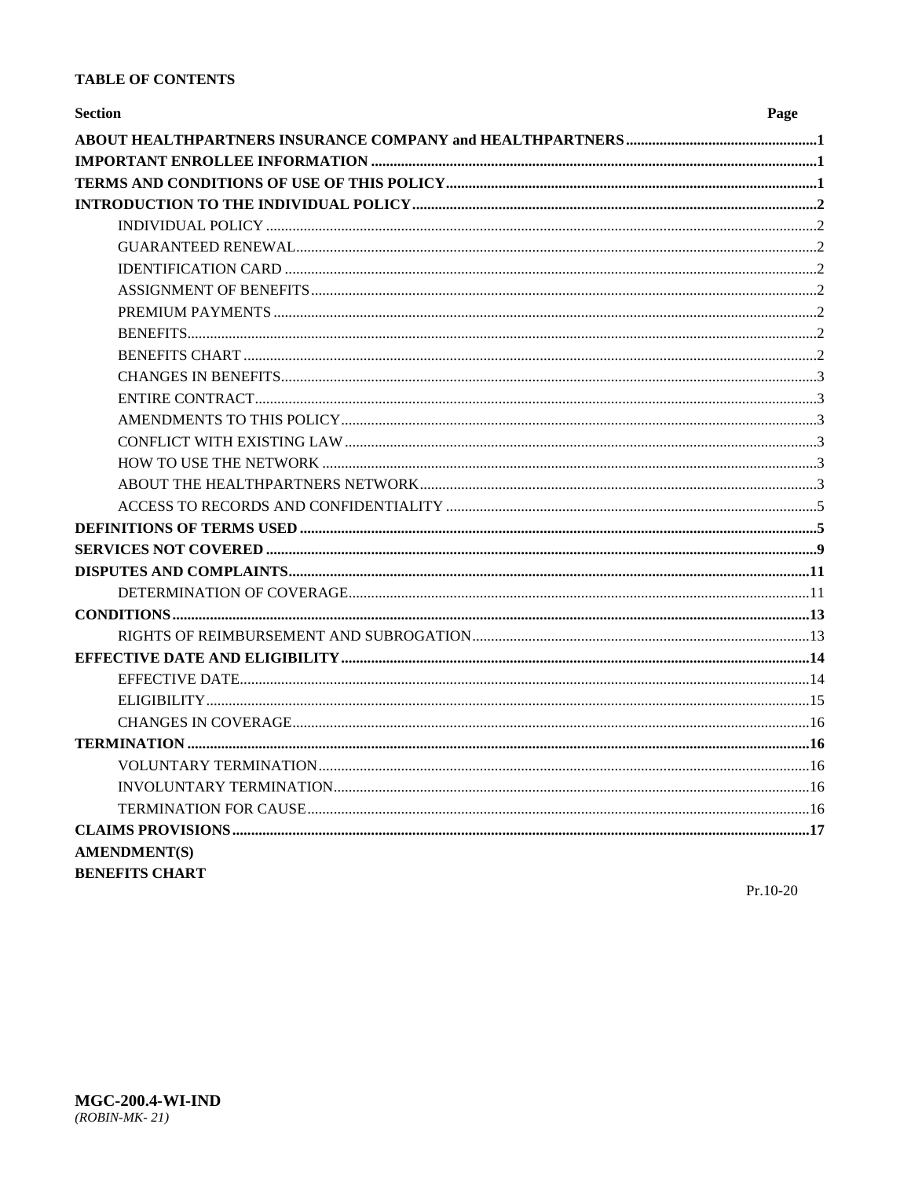**TABLE OF CONTENTS**

| Section | Page |
|---|---|
| **ABOUT HEALTHPARTNERS INSURANCE COMPANY and HEALTHPARTNERS** | **1** |
| **IMPORTANT ENROLLEE INFORMATION** | **1** |
| **TERMS AND CONDITIONS OF USE OF THIS POLICY** | **1** |
| **INTRODUCTION TO THE INDIVIDUAL POLICY** | **2** |
| INDIVIDUAL POLICY | 2 |
| GUARANTEED RENEWAL | 2 |
| IDENTIFICATION CARD | 2 |
| ASSIGNMENT OF BENEFITS | 2 |
| PREMIUM PAYMENTS | 2 |
| BENEFITS | 2 |
| BENEFITS CHART | 2 |
| CHANGES IN BENEFITS | 3 |
| ENTIRE CONTRACT | 3 |
| AMENDMENTS TO THIS POLICY | 3 |
| CONFLICT WITH EXISTING LAW | 3 |
| HOW TO USE THE NETWORK | 3 |
| ABOUT THE HEALTHPARTNERS NETWORK | 3 |
| ACCESS TO RECORDS AND CONFIDENTIALITY | 5 |
| **DEFINITIONS OF TERMS USED** | **5** |
| **SERVICES NOT COVERED** | **9** |
| **DISPUTES AND COMPLAINTS** | **11** |
| DETERMINATION OF COVERAGE | 11 |
| **CONDITIONS** | **13** |
| RIGHTS OF REIMBURSEMENT AND SUBROGATION | 13 |
| **EFFECTIVE DATE AND ELIGIBILITY** | **14** |
| EFFECTIVE DATE | 14 |
| ELIGIBILITY | 15 |
| CHANGES IN COVERAGE | 16 |
| **TERMINATION** | **16** |
| VOLUNTARY TERMINATION | 16 |
| INVOLUNTARY TERMINATION | 16 |
| TERMINATION FOR CAUSE | 16 |
| **CLAIMS PROVISIONS** | **17** |
| **AMENDMENT(S)** | |
| **BENEFITS CHART** | |

Pr.10-20

**MGC-200.4-WI-IND**
*(ROBIN-MK- 21)*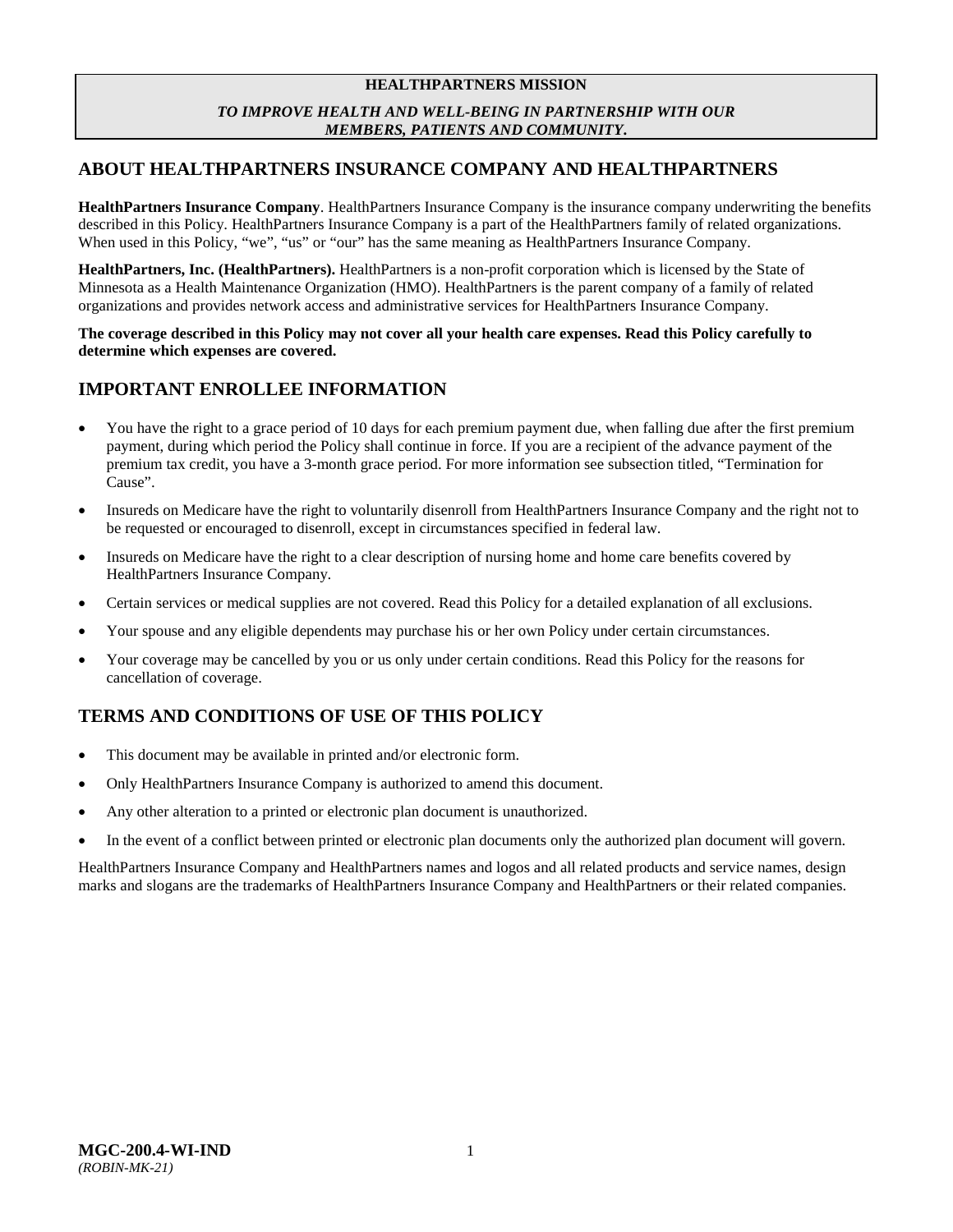**HEALTHPARTNERS MISSION**

***TO IMPROVE HEALTH AND WELL-BEING IN PARTNERSHIP WITH OUR MEMBERS, PATIENTS AND COMMUNITY.***

## ABOUT HEALTHPARTNERS INSURANCE COMPANY AND HEALTHPARTNERS

**HealthPartners Insurance Company**. HealthPartners Insurance Company is the insurance company underwriting the benefits described in this Policy. HealthPartners Insurance Company is a part of the HealthPartners family of related organizations. When used in this Policy, "we", "us" or "our" has the same meaning as HealthPartners Insurance Company.

**HealthPartners, Inc. (HealthPartners).** HealthPartners is a non-profit corporation which is licensed by the State of Minnesota as a Health Maintenance Organization (HMO). HealthPartners is the parent company of a family of related organizations and provides network access and administrative services for HealthPartners Insurance Company.

**The coverage described in this Policy may not cover all your health care expenses. Read this Policy carefully to determine which expenses are covered.**

## IMPORTANT ENROLLEE INFORMATION

- You have the right to a grace period of 10 days for each premium payment due, when falling due after the first premium payment, during which period the Policy shall continue in force. If you are a recipient of the advance payment of the premium tax credit, you have a 3-month grace period. For more information see subsection titled, "Termination for Cause".
- Insureds on Medicare have the right to voluntarily disenroll from HealthPartners Insurance Company and the right not to be requested or encouraged to disenroll, except in circumstances specified in federal law.
- Insureds on Medicare have the right to a clear description of nursing home and home care benefits covered by HealthPartners Insurance Company.
- Certain services or medical supplies are not covered. Read this Policy for a detailed explanation of all exclusions.
- Your spouse and any eligible dependents may purchase his or her own Policy under certain circumstances.
- Your coverage may be cancelled by you or us only under certain conditions. Read this Policy for the reasons for cancellation of coverage.

## TERMS AND CONDITIONS OF USE OF THIS POLICY

- This document may be available in printed and/or electronic form.
- Only HealthPartners Insurance Company is authorized to amend this document.
- Any other alteration to a printed or electronic plan document is unauthorized.
- In the event of a conflict between printed or electronic plan documents only the authorized plan document will govern.

HealthPartners Insurance Company and HealthPartners names and logos and all related products and service names, design marks and slogans are the trademarks of HealthPartners Insurance Company and HealthPartners or their related companies.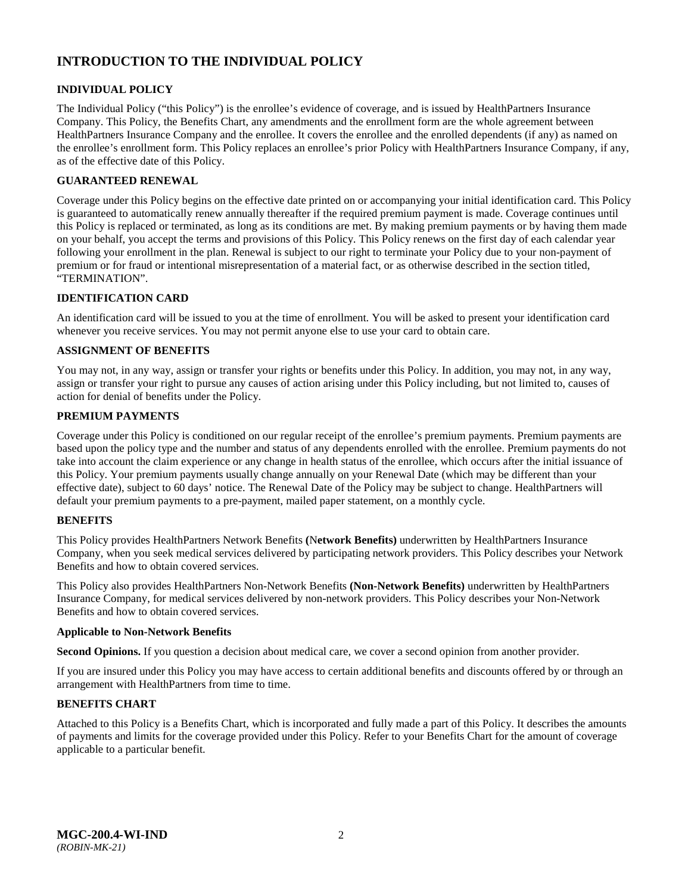# INTRODUCTION TO THE INDIVIDUAL POLICY

### INDIVIDUAL POLICY

The Individual Policy ("this Policy") is the enrollee's evidence of coverage, and is issued by HealthPartners Insurance Company. This Policy, the Benefits Chart, any amendments and the enrollment form are the whole agreement between HealthPartners Insurance Company and the enrollee. It covers the enrollee and the enrolled dependents (if any) as named on the enrollee's enrollment form. This Policy replaces an enrollee's prior Policy with HealthPartners Insurance Company, if any, as of the effective date of this Policy.

### GUARANTEED RENEWAL

Coverage under this Policy begins on the effective date printed on or accompanying your initial identification card. This Policy is guaranteed to automatically renew annually thereafter if the required premium payment is made. Coverage continues until this Policy is replaced or terminated, as long as its conditions are met. By making premium payments or by having them made on your behalf, you accept the terms and provisions of this Policy. This Policy renews on the first day of each calendar year following your enrollment in the plan. Renewal is subject to our right to terminate your Policy due to your non-payment of premium or for fraud or intentional misrepresentation of a material fact, or as otherwise described in the section titled, "TERMINATION".

### IDENTIFICATION CARD

An identification card will be issued to you at the time of enrollment. You will be asked to present your identification card whenever you receive services. You may not permit anyone else to use your card to obtain care.

### ASSIGNMENT OF BENEFITS

You may not, in any way, assign or transfer your rights or benefits under this Policy. In addition, you may not, in any way, assign or transfer your right to pursue any causes of action arising under this Policy including, but not limited to, causes of action for denial of benefits under the Policy.

### PREMIUM PAYMENTS

Coverage under this Policy is conditioned on our regular receipt of the enrollee's premium payments. Premium payments are based upon the policy type and the number and status of any dependents enrolled with the enrollee. Premium payments do not take into account the claim experience or any change in health status of the enrollee, which occurs after the initial issuance of this Policy. Your premium payments usually change annually on your Renewal Date (which may be different than your effective date), subject to 60 days' notice. The Renewal Date of the Policy may be subject to change. HealthPartners will default your premium payments to a pre-payment, mailed paper statement, on a monthly cycle.

### BENEFITS

This Policy provides HealthPartners Network Benefits **(Network Benefits)** underwritten by HealthPartners Insurance Company, when you seek medical services delivered by participating network providers. This Policy describes your Network Benefits and how to obtain covered services.

This Policy also provides HealthPartners Non-Network Benefits **(Non-Network Benefits)** underwritten by HealthPartners Insurance Company, for medical services delivered by non-network providers. This Policy describes your Non-Network Benefits and how to obtain covered services.

**Applicable to Non-Network Benefits**

**Second Opinions.** If you question a decision about medical care, we cover a second opinion from another provider.

If you are insured under this Policy you may have access to certain additional benefits and discounts offered by or through an arrangement with HealthPartners from time to time.

### BENEFITS CHART

Attached to this Policy is a Benefits Chart, which is incorporated and fully made a part of this Policy. It describes the amounts of payments and limits for the coverage provided under this Policy. Refer to your Benefits Chart for the amount of coverage applicable to a particular benefit.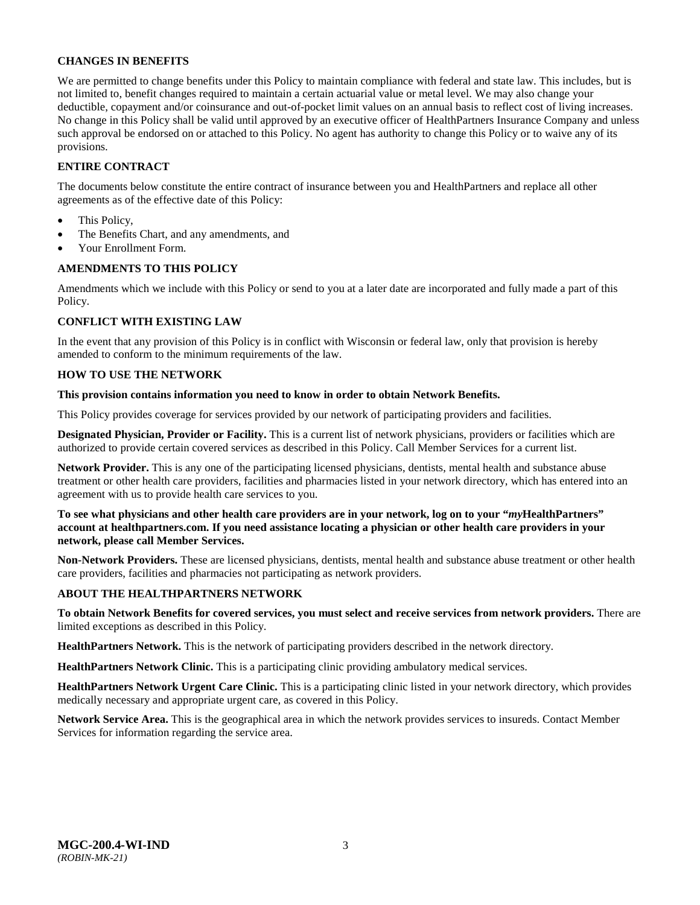## CHANGES IN BENEFITS

We are permitted to change benefits under this Policy to maintain compliance with federal and state law. This includes, but is not limited to, benefit changes required to maintain a certain actuarial value or metal level. We may also change your deductible, copayment and/or coinsurance and out-of-pocket limit values on an annual basis to reflect cost of living increases. No change in this Policy shall be valid until approved by an executive officer of HealthPartners Insurance Company and unless such approval be endorsed on or attached to this Policy. No agent has authority to change this Policy or to waive any of its provisions.

## ENTIRE CONTRACT

The documents below constitute the entire contract of insurance between you and HealthPartners and replace all other agreements as of the effective date of this Policy:

- This Policy,
- The Benefits Chart, and any amendments, and
- Your Enrollment Form.

## AMENDMENTS TO THIS POLICY

Amendments which we include with this Policy or send to you at a later date are incorporated and fully made a part of this Policy.

## CONFLICT WITH EXISTING LAW

In the event that any provision of this Policy is in conflict with Wisconsin or federal law, only that provision is hereby amended to conform to the minimum requirements of the law.

## HOW TO USE THE NETWORK

**This provision contains information you need to know in order to obtain Network Benefits.**

This Policy provides coverage for services provided by our network of participating providers and facilities.

**Designated Physician, Provider or Facility.** This is a current list of network physicians, providers or facilities which are authorized to provide certain covered services as described in this Policy. Call Member Services for a current list.

**Network Provider.** This is any one of the participating licensed physicians, dentists, mental health and substance abuse treatment or other health care providers, facilities and pharmacies listed in your network directory, which has entered into an agreement with us to provide health care services to you.

**To see what physicians and other health care providers are in your network, log on to your "*my*HealthPartners" account at healthpartners.com. If you need assistance locating a physician or other health care providers in your network, please call Member Services.**

**Non-Network Providers.** These are licensed physicians, dentists, mental health and substance abuse treatment or other health care providers, facilities and pharmacies not participating as network providers.

## ABOUT THE HEALTHPARTNERS NETWORK

**To obtain Network Benefits for covered services, you must select and receive services from network providers.** There are limited exceptions as described in this Policy.

**HealthPartners Network.** This is the network of participating providers described in the network directory.

**HealthPartners Network Clinic.** This is a participating clinic providing ambulatory medical services.

**HealthPartners Network Urgent Care Clinic.** This is a participating clinic listed in your network directory, which provides medically necessary and appropriate urgent care, as covered in this Policy.

**Network Service Area.** This is the geographical area in which the network provides services to insureds. Contact Member Services for information regarding the service area.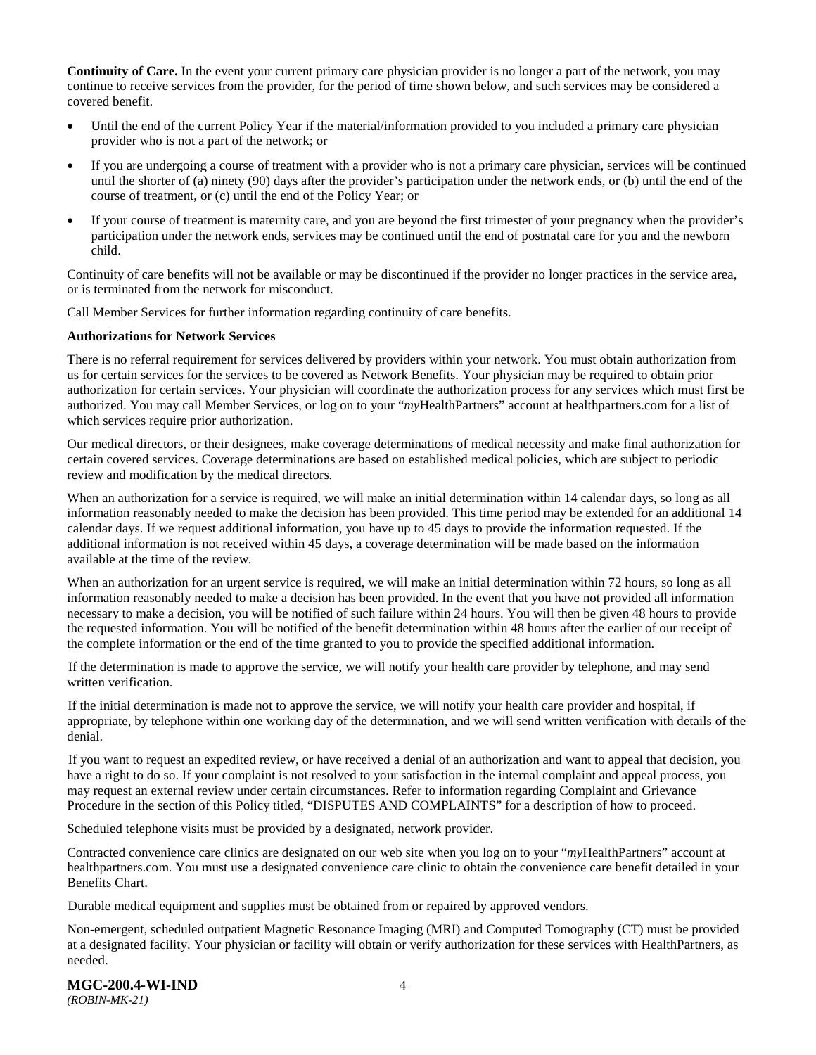**Continuity of Care.** In the event your current primary care physician provider is no longer a part of the network, you may continue to receive services from the provider, for the period of time shown below, and such services may be considered a covered benefit.

- Until the end of the current Policy Year if the material/information provided to you included a primary care physician provider who is not a part of the network; or
- If you are undergoing a course of treatment with a provider who is not a primary care physician, services will be continued until the shorter of (a) ninety (90) days after the provider's participation under the network ends, or (b) until the end of the course of treatment, or (c) until the end of the Policy Year; or
- If your course of treatment is maternity care, and you are beyond the first trimester of your pregnancy when the provider's participation under the network ends, services may be continued until the end of postnatal care for you and the newborn child.

Continuity of care benefits will not be available or may be discontinued if the provider no longer practices in the service area, or is terminated from the network for misconduct.

Call Member Services for further information regarding continuity of care benefits.

**Authorizations for Network Services**

There is no referral requirement for services delivered by providers within your network. You must obtain authorization from us for certain services for the services to be covered as Network Benefits. Your physician may be required to obtain prior authorization for certain services. Your physician will coordinate the authorization process for any services which must first be authorized. You may call Member Services, or log on to your "*my*HealthPartners" account at healthpartners.com for a list of which services require prior authorization.

Our medical directors, or their designees, make coverage determinations of medical necessity and make final authorization for certain covered services. Coverage determinations are based on established medical policies, which are subject to periodic review and modification by the medical directors.

When an authorization for a service is required, we will make an initial determination within 14 calendar days, so long as all information reasonably needed to make the decision has been provided. This time period may be extended for an additional 14 calendar days. If we request additional information, you have up to 45 days to provide the information requested. If the additional information is not received within 45 days, a coverage determination will be made based on the information available at the time of the review.

When an authorization for an urgent service is required, we will make an initial determination within 72 hours, so long as all information reasonably needed to make a decision has been provided. In the event that you have not provided all information necessary to make a decision, you will be notified of such failure within 24 hours. You will then be given 48 hours to provide the requested information. You will be notified of the benefit determination within 48 hours after the earlier of our receipt of the complete information or the end of the time granted to you to provide the specified additional information.

If the determination is made to approve the service, we will notify your health care provider by telephone, and may send written verification.

If the initial determination is made not to approve the service, we will notify your health care provider and hospital, if appropriate, by telephone within one working day of the determination, and we will send written verification with details of the denial.

If you want to request an expedited review, or have received a denial of an authorization and want to appeal that decision, you have a right to do so. If your complaint is not resolved to your satisfaction in the internal complaint and appeal process, you may request an external review under certain circumstances. Refer to information regarding Complaint and Grievance Procedure in the section of this Policy titled, "DISPUTES AND COMPLAINTS" for a description of how to proceed.

Scheduled telephone visits must be provided by a designated, network provider.

Contracted convenience care clinics are designated on our web site when you log on to your "*my*HealthPartners" account at healthpartners.com. You must use a designated convenience care clinic to obtain the convenience care benefit detailed in your Benefits Chart.

Durable medical equipment and supplies must be obtained from or repaired by approved vendors.

Non-emergent, scheduled outpatient Magnetic Resonance Imaging (MRI) and Computed Tomography (CT) must be provided at a designated facility. Your physician or facility will obtain or verify authorization for these services with HealthPartners, as needed.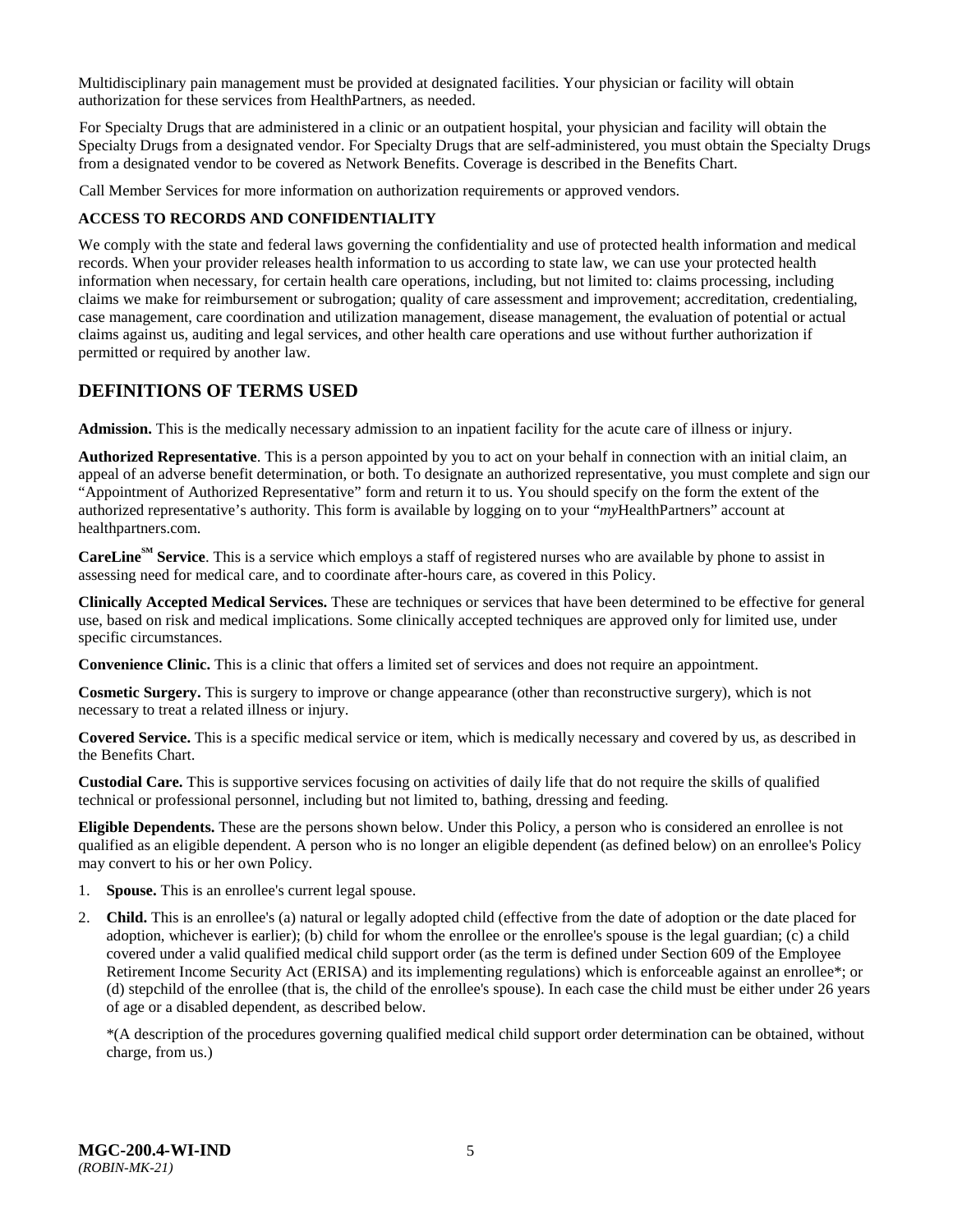Multidisciplinary pain management must be provided at designated facilities. Your physician or facility will obtain authorization for these services from HealthPartners, as needed.

For Specialty Drugs that are administered in a clinic or an outpatient hospital, your physician and facility will obtain the Specialty Drugs from a designated vendor. For Specialty Drugs that are self-administered, you must obtain the Specialty Drugs from a designated vendor to be covered as Network Benefits. Coverage is described in the Benefits Chart.

Call Member Services for more information on authorization requirements or approved vendors.

**ACCESS TO RECORDS AND CONFIDENTIALITY**

We comply with the state and federal laws governing the confidentiality and use of protected health information and medical records. When your provider releases health information to us according to state law, we can use your protected health information when necessary, for certain health care operations, including, but not limited to: claims processing, including claims we make for reimbursement or subrogation; quality of care assessment and improvement; accreditation, credentialing, case management, care coordination and utilization management, disease management, the evaluation of potential or actual claims against us, auditing and legal services, and other health care operations and use without further authorization if permitted or required by another law.

## DEFINITIONS OF TERMS USED

**Admission.** This is the medically necessary admission to an inpatient facility for the acute care of illness or injury.

**Authorized Representative**. This is a person appointed by you to act on your behalf in connection with an initial claim, an appeal of an adverse benefit determination, or both. To designate an authorized representative, you must complete and sign our "Appointment of Authorized Representative" form and return it to us. You should specify on the form the extent of the authorized representative's authority. This form is available by logging on to your "*my*HealthPartners" account at healthpartners.com.

**CareLine℠ Service**. This is a service which employs a staff of registered nurses who are available by phone to assist in assessing need for medical care, and to coordinate after-hours care, as covered in this Policy.

**Clinically Accepted Medical Services.** These are techniques or services that have been determined to be effective for general use, based on risk and medical implications. Some clinically accepted techniques are approved only for limited use, under specific circumstances.

**Convenience Clinic.** This is a clinic that offers a limited set of services and does not require an appointment.

**Cosmetic Surgery.** This is surgery to improve or change appearance (other than reconstructive surgery), which is not necessary to treat a related illness or injury.

**Covered Service.** This is a specific medical service or item, which is medically necessary and covered by us, as described in the Benefits Chart.

**Custodial Care.** This is supportive services focusing on activities of daily life that do not require the skills of qualified technical or professional personnel, including but not limited to, bathing, dressing and feeding.

**Eligible Dependents.** These are the persons shown below. Under this Policy, a person who is considered an enrollee is not qualified as an eligible dependent. A person who is no longer an eligible dependent (as defined below) on an enrollee's Policy may convert to his or her own Policy.

1. **Spouse.** This is an enrollee's current legal spouse.
2. **Child.** This is an enrollee's (a) natural or legally adopted child (effective from the date of adoption or the date placed for adoption, whichever is earlier); (b) child for whom the enrollee or the enrollee's spouse is the legal guardian; (c) a child covered under a valid qualified medical child support order (as the term is defined under Section 609 of the Employee Retirement Income Security Act (ERISA) and its implementing regulations) which is enforceable against an enrollee*; or (d) stepchild of the enrollee (that is, the child of the enrollee's spouse). In each case the child must be either under 26 years of age or a disabled dependent, as described below.

   *(A description of the procedures governing qualified medical child support order determination can be obtained, without charge, from us.)

**MGC-200.4-WI-IND**
*(ROBIN-MK-21)*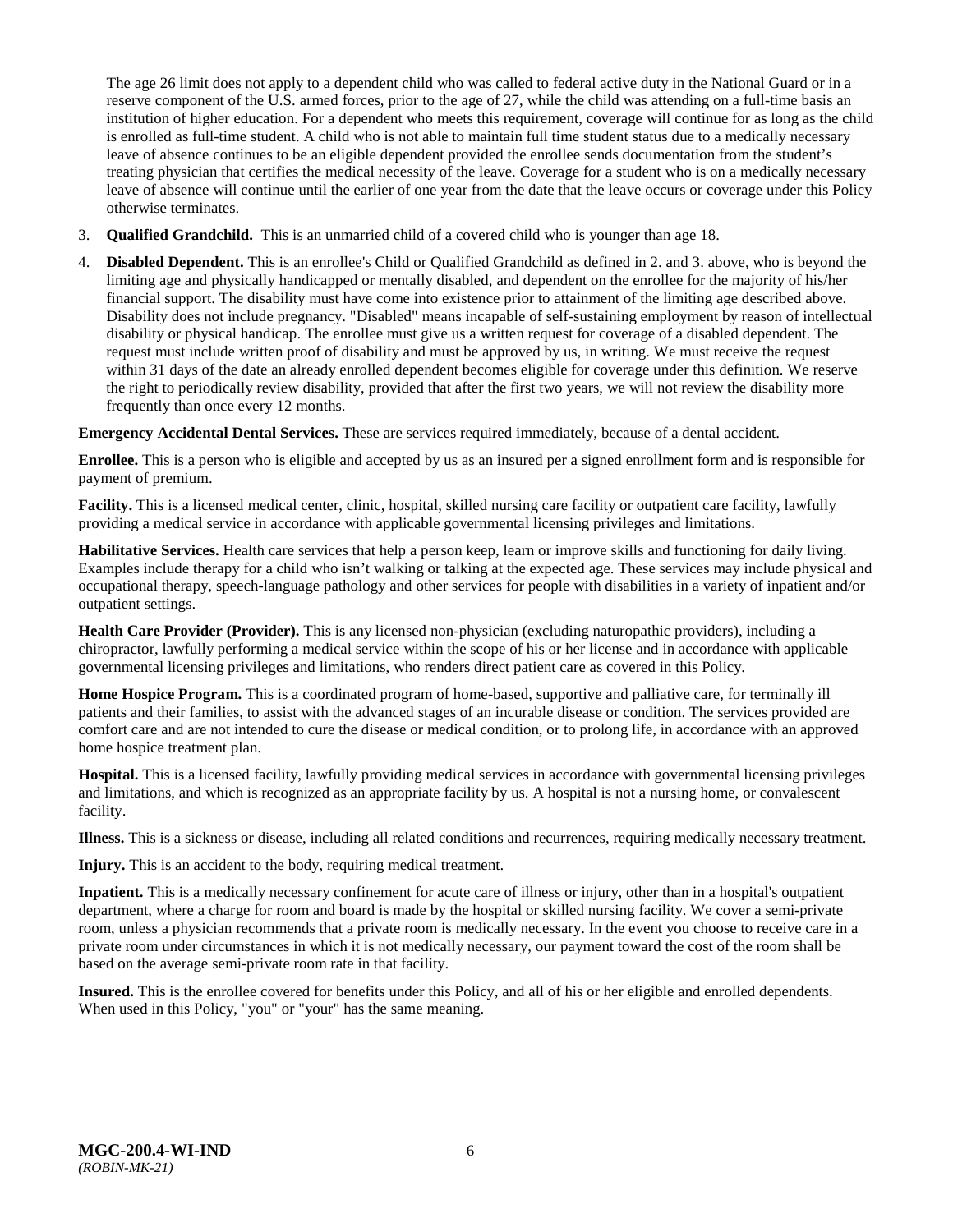The age 26 limit does not apply to a dependent child who was called to federal active duty in the National Guard or in a reserve component of the U.S. armed forces, prior to the age of 27, while the child was attending on a full-time basis an institution of higher education. For a dependent who meets this requirement, coverage will continue for as long as the child is enrolled as full-time student. A child who is not able to maintain full time student status due to a medically necessary leave of absence continues to be an eligible dependent provided the enrollee sends documentation from the student's treating physician that certifies the medical necessity of the leave. Coverage for a student who is on a medically necessary leave of absence will continue until the earlier of one year from the date that the leave occurs or coverage under this Policy otherwise terminates.

3. **Qualified Grandchild.** This is an unmarried child of a covered child who is younger than age 18.
4. **Disabled Dependent.** This is an enrollee's Child or Qualified Grandchild as defined in 2. and 3. above, who is beyond the limiting age and physically handicapped or mentally disabled, and dependent on the enrollee for the majority of his/her financial support. The disability must have come into existence prior to attainment of the limiting age described above. Disability does not include pregnancy. "Disabled" means incapable of self-sustaining employment by reason of intellectual disability or physical handicap. The enrollee must give us a written request for coverage of a disabled dependent. The request must include written proof of disability and must be approved by us, in writing. We must receive the request within 31 days of the date an already enrolled dependent becomes eligible for coverage under this definition. We reserve the right to periodically review disability, provided that after the first two years, we will not review the disability more frequently than once every 12 months.

**Emergency Accidental Dental Services.** These are services required immediately, because of a dental accident.

**Enrollee.** This is a person who is eligible and accepted by us as an insured per a signed enrollment form and is responsible for payment of premium.

**Facility.** This is a licensed medical center, clinic, hospital, skilled nursing care facility or outpatient care facility, lawfully providing a medical service in accordance with applicable governmental licensing privileges and limitations.

**Habilitative Services.** Health care services that help a person keep, learn or improve skills and functioning for daily living. Examples include therapy for a child who isn't walking or talking at the expected age. These services may include physical and occupational therapy, speech-language pathology and other services for people with disabilities in a variety of inpatient and/or outpatient settings.

**Health Care Provider (Provider).** This is any licensed non-physician (excluding naturopathic providers), including a chiropractor, lawfully performing a medical service within the scope of his or her license and in accordance with applicable governmental licensing privileges and limitations, who renders direct patient care as covered in this Policy.

**Home Hospice Program.** This is a coordinated program of home-based, supportive and palliative care, for terminally ill patients and their families, to assist with the advanced stages of an incurable disease or condition. The services provided are comfort care and are not intended to cure the disease or medical condition, or to prolong life, in accordance with an approved home hospice treatment plan.

**Hospital.** This is a licensed facility, lawfully providing medical services in accordance with governmental licensing privileges and limitations, and which is recognized as an appropriate facility by us. A hospital is not a nursing home, or convalescent facility.

**Illness.** This is a sickness or disease, including all related conditions and recurrences, requiring medically necessary treatment.

**Injury.** This is an accident to the body, requiring medical treatment.

**Inpatient.** This is a medically necessary confinement for acute care of illness or injury, other than in a hospital's outpatient department, where a charge for room and board is made by the hospital or skilled nursing facility. We cover a semi-private room, unless a physician recommends that a private room is medically necessary. In the event you choose to receive care in a private room under circumstances in which it is not medically necessary, our payment toward the cost of the room shall be based on the average semi-private room rate in that facility.

**Insured.** This is the enrollee covered for benefits under this Policy, and all of his or her eligible and enrolled dependents. When used in this Policy, "you" or "your" has the same meaning.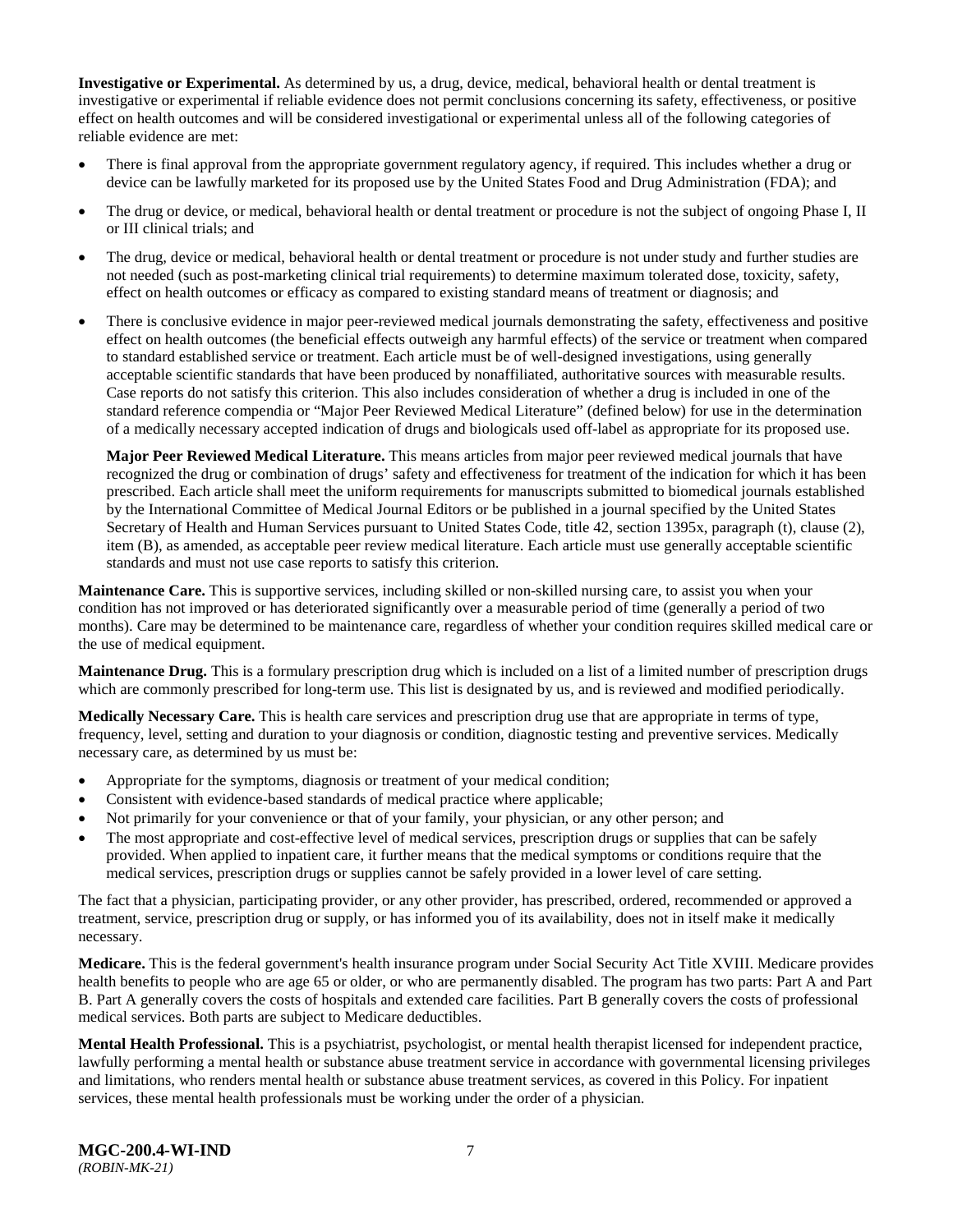**Investigative or Experimental.** As determined by us, a drug, device, medical, behavioral health or dental treatment is investigative or experimental if reliable evidence does not permit conclusions concerning its safety, effectiveness, or positive effect on health outcomes and will be considered investigational or experimental unless all of the following categories of reliable evidence are met:

- There is final approval from the appropriate government regulatory agency, if required. This includes whether a drug or device can be lawfully marketed for its proposed use by the United States Food and Drug Administration (FDA); and
- The drug or device, or medical, behavioral health or dental treatment or procedure is not the subject of ongoing Phase I, II or III clinical trials; and
- The drug, device or medical, behavioral health or dental treatment or procedure is not under study and further studies are not needed (such as post-marketing clinical trial requirements) to determine maximum tolerated dose, toxicity, safety, effect on health outcomes or efficacy as compared to existing standard means of treatment or diagnosis; and
- There is conclusive evidence in major peer-reviewed medical journals demonstrating the safety, effectiveness and positive effect on health outcomes (the beneficial effects outweigh any harmful effects) of the service or treatment when compared to standard established service or treatment. Each article must be of well-designed investigations, using generally acceptable scientific standards that have been produced by nonaffiliated, authoritative sources with measurable results. Case reports do not satisfy this criterion. This also includes consideration of whether a drug is included in one of the standard reference compendia or "Major Peer Reviewed Medical Literature" (defined below) for use in the determination of a medically necessary accepted indication of drugs and biologicals used off-label as appropriate for its proposed use.

  **Major Peer Reviewed Medical Literature.** This means articles from major peer reviewed medical journals that have recognized the drug or combination of drugs' safety and effectiveness for treatment of the indication for which it has been prescribed. Each article shall meet the uniform requirements for manuscripts submitted to biomedical journals established by the International Committee of Medical Journal Editors or be published in a journal specified by the United States Secretary of Health and Human Services pursuant to United States Code, title 42, section 1395x, paragraph (t), clause (2), item (B), as amended, as acceptable peer review medical literature. Each article must use generally acceptable scientific standards and must not use case reports to satisfy this criterion.

**Maintenance Care.** This is supportive services, including skilled or non-skilled nursing care, to assist you when your condition has not improved or has deteriorated significantly over a measurable period of time (generally a period of two months). Care may be determined to be maintenance care, regardless of whether your condition requires skilled medical care or the use of medical equipment.

**Maintenance Drug.** This is a formulary prescription drug which is included on a list of a limited number of prescription drugs which are commonly prescribed for long-term use. This list is designated by us, and is reviewed and modified periodically.

**Medically Necessary Care.** This is health care services and prescription drug use that are appropriate in terms of type, frequency, level, setting and duration to your diagnosis or condition, diagnostic testing and preventive services. Medically necessary care, as determined by us must be:

- Appropriate for the symptoms, diagnosis or treatment of your medical condition;
- Consistent with evidence-based standards of medical practice where applicable;
- Not primarily for your convenience or that of your family, your physician, or any other person; and
- The most appropriate and cost-effective level of medical services, prescription drugs or supplies that can be safely provided. When applied to inpatient care, it further means that the medical symptoms or conditions require that the medical services, prescription drugs or supplies cannot be safely provided in a lower level of care setting.

The fact that a physician, participating provider, or any other provider, has prescribed, ordered, recommended or approved a treatment, service, prescription drug or supply, or has informed you of its availability, does not in itself make it medically necessary.

**Medicare.** This is the federal government's health insurance program under Social Security Act Title XVIII. Medicare provides health benefits to people who are age 65 or older, or who are permanently disabled. The program has two parts: Part A and Part B. Part A generally covers the costs of hospitals and extended care facilities. Part B generally covers the costs of professional medical services. Both parts are subject to Medicare deductibles.

**Mental Health Professional.** This is a psychiatrist, psychologist, or mental health therapist licensed for independent practice, lawfully performing a mental health or substance abuse treatment service in accordance with governmental licensing privileges and limitations, who renders mental health or substance abuse treatment services, as covered in this Policy. For inpatient services, these mental health professionals must be working under the order of a physician.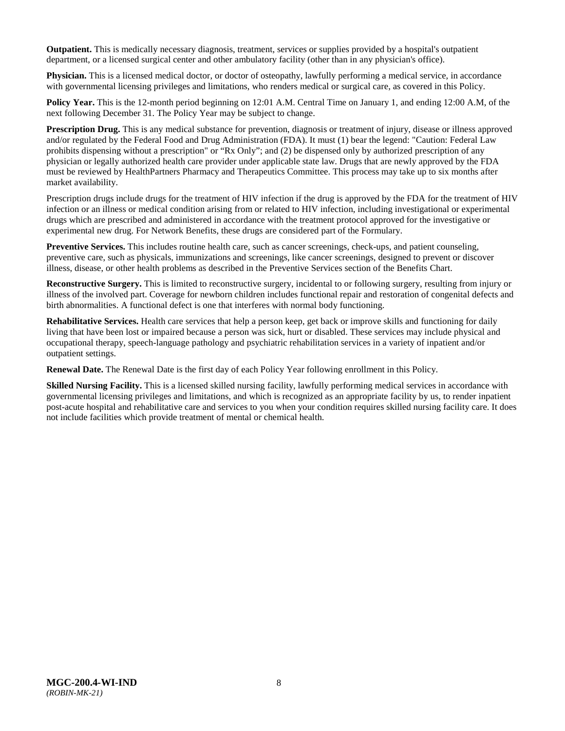**Outpatient.** This is medically necessary diagnosis, treatment, services or supplies provided by a hospital's outpatient department, or a licensed surgical center and other ambulatory facility (other than in any physician's office).

**Physician.** This is a licensed medical doctor, or doctor of osteopathy, lawfully performing a medical service, in accordance with governmental licensing privileges and limitations, who renders medical or surgical care, as covered in this Policy.

**Policy Year.** This is the 12-month period beginning on 12:01 A.M. Central Time on January 1, and ending 12:00 A.M, of the next following December 31. The Policy Year may be subject to change.

**Prescription Drug.** This is any medical substance for prevention, diagnosis or treatment of injury, disease or illness approved and/or regulated by the Federal Food and Drug Administration (FDA). It must (1) bear the legend: "Caution: Federal Law prohibits dispensing without a prescription" or "Rx Only"; and (2) be dispensed only by authorized prescription of any physician or legally authorized health care provider under applicable state law. Drugs that are newly approved by the FDA must be reviewed by HealthPartners Pharmacy and Therapeutics Committee. This process may take up to six months after market availability.

Prescription drugs include drugs for the treatment of HIV infection if the drug is approved by the FDA for the treatment of HIV infection or an illness or medical condition arising from or related to HIV infection, including investigational or experimental drugs which are prescribed and administered in accordance with the treatment protocol approved for the investigative or experimental new drug. For Network Benefits, these drugs are considered part of the Formulary.

**Preventive Services.** This includes routine health care, such as cancer screenings, check-ups, and patient counseling, preventive care, such as physicals, immunizations and screenings, like cancer screenings, designed to prevent or discover illness, disease, or other health problems as described in the Preventive Services section of the Benefits Chart.

**Reconstructive Surgery.** This is limited to reconstructive surgery, incidental to or following surgery, resulting from injury or illness of the involved part. Coverage for newborn children includes functional repair and restoration of congenital defects and birth abnormalities. A functional defect is one that interferes with normal body functioning.

**Rehabilitative Services.** Health care services that help a person keep, get back or improve skills and functioning for daily living that have been lost or impaired because a person was sick, hurt or disabled. These services may include physical and occupational therapy, speech-language pathology and psychiatric rehabilitation services in a variety of inpatient and/or outpatient settings.

**Renewal Date.** The Renewal Date is the first day of each Policy Year following enrollment in this Policy.

**Skilled Nursing Facility.** This is a licensed skilled nursing facility, lawfully performing medical services in accordance with governmental licensing privileges and limitations, and which is recognized as an appropriate facility by us, to render inpatient post-acute hospital and rehabilitative care and services to you when your condition requires skilled nursing facility care. It does not include facilities which provide treatment of mental or chemical health.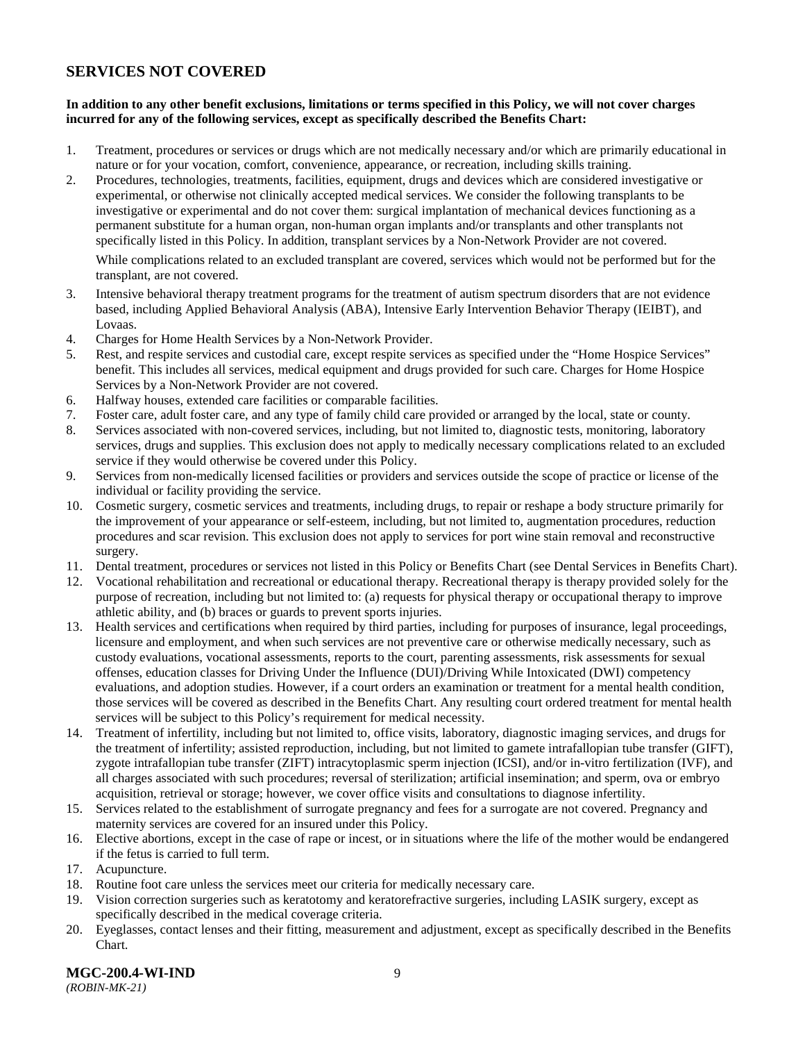## SERVICES NOT COVERED

**In addition to any other benefit exclusions, limitations or terms specified in this Policy, we will not cover charges incurred for any of the following services, except as specifically described the Benefits Chart:**

1. Treatment, procedures or services or drugs which are not medically necessary and/or which are primarily educational in nature or for your vocation, comfort, convenience, appearance, or recreation, including skills training.
2. Procedures, technologies, treatments, facilities, equipment, drugs and devices which are considered investigative or experimental, or otherwise not clinically accepted medical services. We consider the following transplants to be investigative or experimental and do not cover them: surgical implantation of mechanical devices functioning as a permanent substitute for a human organ, non-human organ implants and/or transplants and other transplants not specifically listed in this Policy. In addition, transplant services by a Non-Network Provider are not covered.

   While complications related to an excluded transplant are covered, services which would not be performed but for the transplant, are not covered.
3. Intensive behavioral therapy treatment programs for the treatment of autism spectrum disorders that are not evidence based, including Applied Behavioral Analysis (ABA), Intensive Early Intervention Behavior Therapy (IEIBT), and Lovaas.
4. Charges for Home Health Services by a Non-Network Provider.
5. Rest, and respite services and custodial care, except respite services as specified under the "Home Hospice Services" benefit. This includes all services, medical equipment and drugs provided for such care. Charges for Home Hospice Services by a Non-Network Provider are not covered.
6. Halfway houses, extended care facilities or comparable facilities.
7. Foster care, adult foster care, and any type of family child care provided or arranged by the local, state or county.
8. Services associated with non-covered services, including, but not limited to, diagnostic tests, monitoring, laboratory services, drugs and supplies. This exclusion does not apply to medically necessary complications related to an excluded service if they would otherwise be covered under this Policy.
9. Services from non-medically licensed facilities or providers and services outside the scope of practice or license of the individual or facility providing the service.
10. Cosmetic surgery, cosmetic services and treatments, including drugs, to repair or reshape a body structure primarily for the improvement of your appearance or self-esteem, including, but not limited to, augmentation procedures, reduction procedures and scar revision. This exclusion does not apply to services for port wine stain removal and reconstructive surgery.
11. Dental treatment, procedures or services not listed in this Policy or Benefits Chart (see Dental Services in Benefits Chart).
12. Vocational rehabilitation and recreational or educational therapy. Recreational therapy is therapy provided solely for the purpose of recreation, including but not limited to: (a) requests for physical therapy or occupational therapy to improve athletic ability, and (b) braces or guards to prevent sports injuries.
13. Health services and certifications when required by third parties, including for purposes of insurance, legal proceedings, licensure and employment, and when such services are not preventive care or otherwise medically necessary, such as custody evaluations, vocational assessments, reports to the court, parenting assessments, risk assessments for sexual offenses, education classes for Driving Under the Influence (DUI)/Driving While Intoxicated (DWI) competency evaluations, and adoption studies. However, if a court orders an examination or treatment for a mental health condition, those services will be covered as described in the Benefits Chart. Any resulting court ordered treatment for mental health services will be subject to this Policy's requirement for medical necessity.
14. Treatment of infertility, including but not limited to, office visits, laboratory, diagnostic imaging services, and drugs for the treatment of infertility; assisted reproduction, including, but not limited to gamete intrafallopian tube transfer (GIFT), zygote intrafallopian tube transfer (ZIFT) intracytoplasmic sperm injection (ICSI), and/or in-vitro fertilization (IVF), and all charges associated with such procedures; reversal of sterilization; artificial insemination; and sperm, ova or embryo acquisition, retrieval or storage; however, we cover office visits and consultations to diagnose infertility.
15. Services related to the establishment of surrogate pregnancy and fees for a surrogate are not covered. Pregnancy and maternity services are covered for an insured under this Policy.
16. Elective abortions, except in the case of rape or incest, or in situations where the life of the mother would be endangered if the fetus is carried to full term.
17. Acupuncture.
18. Routine foot care unless the services meet our criteria for medically necessary care.
19. Vision correction surgeries such as keratotomy and keratorefractive surgeries, including LASIK surgery, except as specifically described in the medical coverage criteria.
20. Eyeglasses, contact lenses and their fitting, measurement and adjustment, except as specifically described in the Benefits Chart.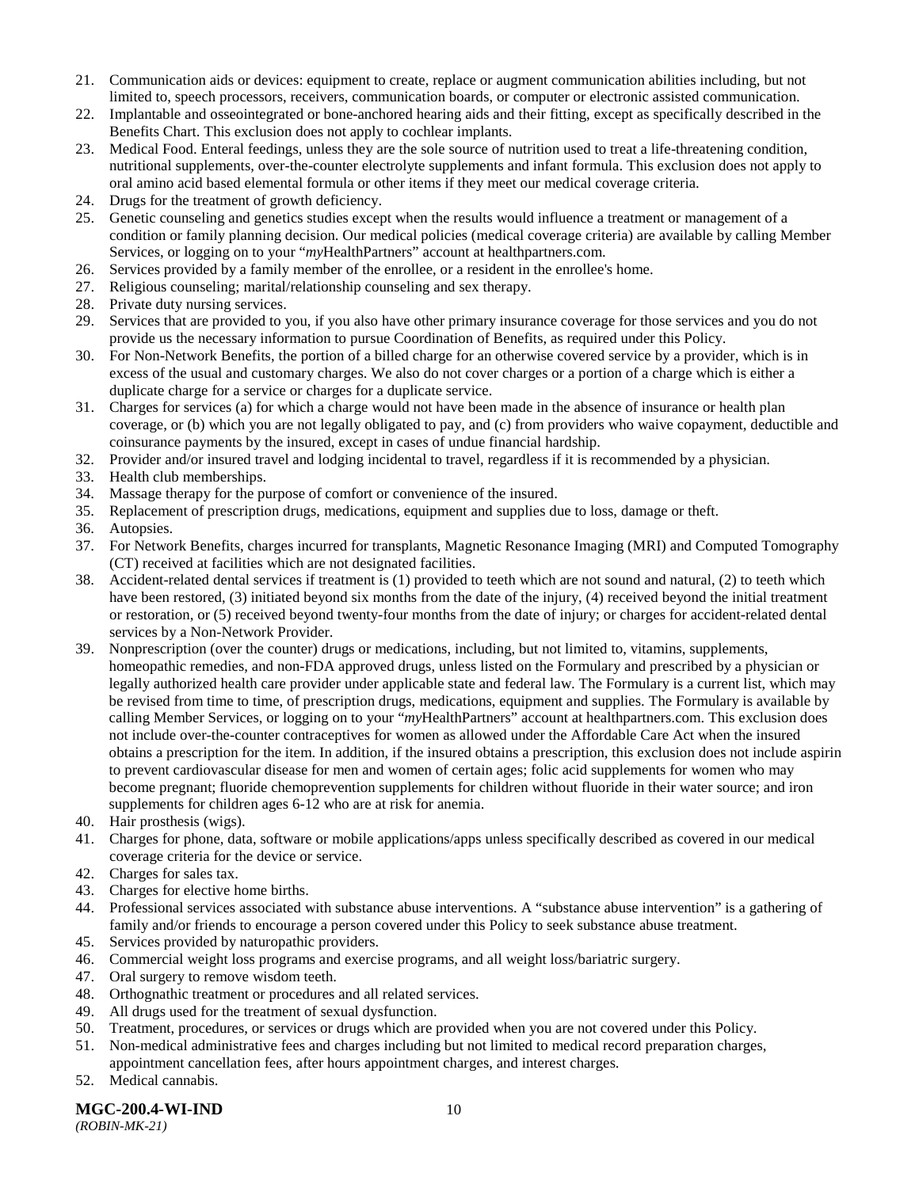21. Communication aids or devices: equipment to create, replace or augment communication abilities including, but not limited to, speech processors, receivers, communication boards, or computer or electronic assisted communication.
22. Implantable and osseointegrated or bone-anchored hearing aids and their fitting, except as specifically described in the Benefits Chart. This exclusion does not apply to cochlear implants.
23. Medical Food. Enteral feedings, unless they are the sole source of nutrition used to treat a life-threatening condition, nutritional supplements, over-the-counter electrolyte supplements and infant formula. This exclusion does not apply to oral amino acid based elemental formula or other items if they meet our medical coverage criteria.
24. Drugs for the treatment of growth deficiency.
25. Genetic counseling and genetics studies except when the results would influence a treatment or management of a condition or family planning decision. Our medical policies (medical coverage criteria) are available by calling Member Services, or logging on to your "*my*HealthPartners" account at healthpartners.com.
26. Services provided by a family member of the enrollee, or a resident in the enrollee's home.
27. Religious counseling; marital/relationship counseling and sex therapy.
28. Private duty nursing services.
29. Services that are provided to you, if you also have other primary insurance coverage for those services and you do not provide us the necessary information to pursue Coordination of Benefits, as required under this Policy.
30. For Non-Network Benefits, the portion of a billed charge for an otherwise covered service by a provider, which is in excess of the usual and customary charges. We also do not cover charges or a portion of a charge which is either a duplicate charge for a service or charges for a duplicate service.
31. Charges for services (a) for which a charge would not have been made in the absence of insurance or health plan coverage, or (b) which you are not legally obligated to pay, and (c) from providers who waive copayment, deductible and coinsurance payments by the insured, except in cases of undue financial hardship.
32. Provider and/or insured travel and lodging incidental to travel, regardless if it is recommended by a physician.
33. Health club memberships.
34. Massage therapy for the purpose of comfort or convenience of the insured.
35. Replacement of prescription drugs, medications, equipment and supplies due to loss, damage or theft.
36. Autopsies.
37. For Network Benefits, charges incurred for transplants, Magnetic Resonance Imaging (MRI) and Computed Tomography (CT) received at facilities which are not designated facilities.
38. Accident-related dental services if treatment is (1) provided to teeth which are not sound and natural, (2) to teeth which have been restored, (3) initiated beyond six months from the date of the injury, (4) received beyond the initial treatment or restoration, or (5) received beyond twenty-four months from the date of injury; or charges for accident-related dental services by a Non-Network Provider.
39. Nonprescription (over the counter) drugs or medications, including, but not limited to, vitamins, supplements, homeopathic remedies, and non-FDA approved drugs, unless listed on the Formulary and prescribed by a physician or legally authorized health care provider under applicable state and federal law. The Formulary is a current list, which may be revised from time to time, of prescription drugs, medications, equipment and supplies. The Formulary is available by calling Member Services, or logging on to your "*my*HealthPartners" account at healthpartners.com. This exclusion does not include over-the-counter contraceptives for women as allowed under the Affordable Care Act when the insured obtains a prescription for the item. In addition, if the insured obtains a prescription, this exclusion does not include aspirin to prevent cardiovascular disease for men and women of certain ages; folic acid supplements for women who may become pregnant; fluoride chemoprevention supplements for children without fluoride in their water source; and iron supplements for children ages 6-12 who are at risk for anemia.
40. Hair prosthesis (wigs).
41. Charges for phone, data, software or mobile applications/apps unless specifically described as covered in our medical coverage criteria for the device or service.
42. Charges for sales tax.
43. Charges for elective home births.
44. Professional services associated with substance abuse interventions. A "substance abuse intervention" is a gathering of family and/or friends to encourage a person covered under this Policy to seek substance abuse treatment.
45. Services provided by naturopathic providers.
46. Commercial weight loss programs and exercise programs, and all weight loss/bariatric surgery.
47. Oral surgery to remove wisdom teeth.
48. Orthognathic treatment or procedures and all related services.
49. All drugs used for the treatment of sexual dysfunction.
50. Treatment, procedures, or services or drugs which are provided when you are not covered under this Policy.
51. Non-medical administrative fees and charges including but not limited to medical record preparation charges, appointment cancellation fees, after hours appointment charges, and interest charges.
52. Medical cannabis.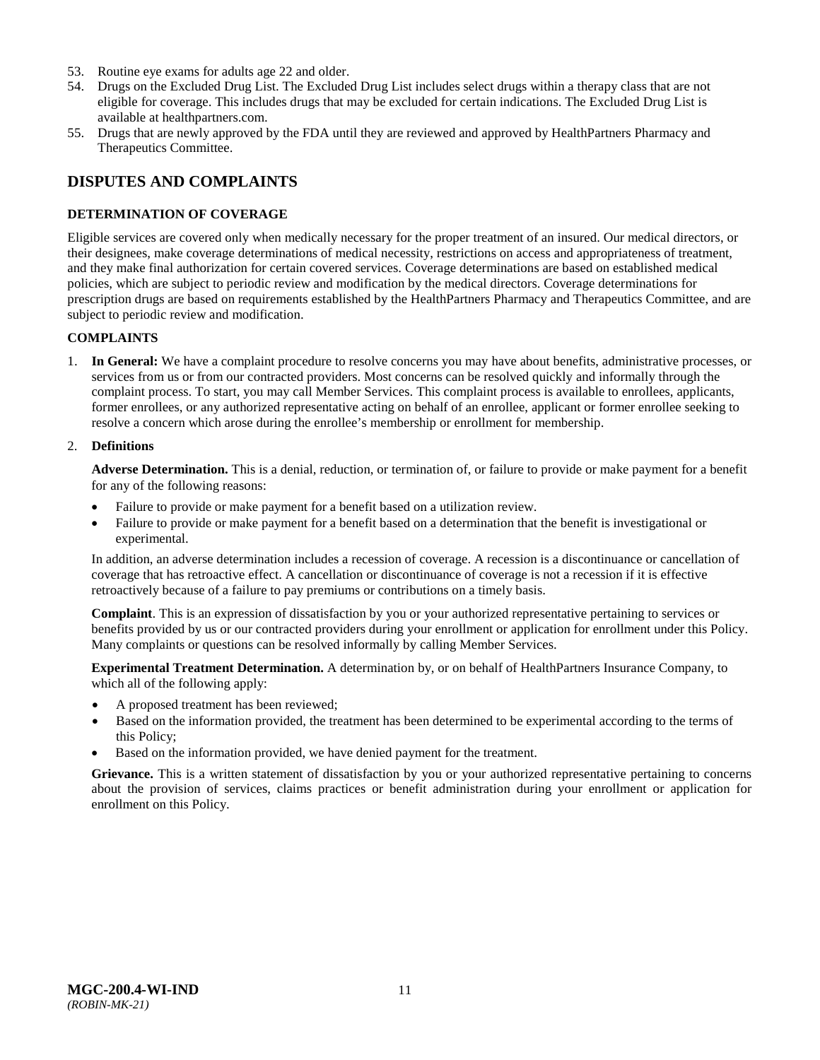53. Routine eye exams for adults age 22 and older.
54. Drugs on the Excluded Drug List. The Excluded Drug List includes select drugs within a therapy class that are not eligible for coverage. This includes drugs that may be excluded for certain indications. The Excluded Drug List is available at healthpartners.com.
55. Drugs that are newly approved by the FDA until they are reviewed and approved by HealthPartners Pharmacy and Therapeutics Committee.

## DISPUTES AND COMPLAINTS

### DETERMINATION OF COVERAGE

Eligible services are covered only when medically necessary for the proper treatment of an insured. Our medical directors, or their designees, make coverage determinations of medical necessity, restrictions on access and appropriateness of treatment, and they make final authorization for certain covered services. Coverage determinations are based on established medical policies, which are subject to periodic review and modification by the medical directors. Coverage determinations for prescription drugs are based on requirements established by the HealthPartners Pharmacy and Therapeutics Committee, and are subject to periodic review and modification.

### COMPLAINTS

1. **In General:** We have a complaint procedure to resolve concerns you may have about benefits, administrative processes, or services from us or from our contracted providers. Most concerns can be resolved quickly and informally through the complaint process. To start, you may call Member Services. This complaint process is available to enrollees, applicants, former enrollees, or any authorized representative acting on behalf of an enrollee, applicant or former enrollee seeking to resolve a concern which arose during the enrollee's membership or enrollment for membership.

2. **Definitions**

   **Adverse Determination.** This is a denial, reduction, or termination of, or failure to provide or make payment for a benefit for any of the following reasons:

   - Failure to provide or make payment for a benefit based on a utilization review.
   - Failure to provide or make payment for a benefit based on a determination that the benefit is investigational or experimental.

   In addition, an adverse determination includes a recession of coverage. A recession is a discontinuance or cancellation of coverage that has retroactive effect. A cancellation or discontinuance of coverage is not a recession if it is effective retroactively because of a failure to pay premiums or contributions on a timely basis.

   **Complaint**. This is an expression of dissatisfaction by you or your authorized representative pertaining to services or benefits provided by us or our contracted providers during your enrollment or application for enrollment under this Policy. Many complaints or questions can be resolved informally by calling Member Services.

   **Experimental Treatment Determination.** A determination by, or on behalf of HealthPartners Insurance Company, to which all of the following apply:

   - A proposed treatment has been reviewed;
   - Based on the information provided, the treatment has been determined to be experimental according to the terms of this Policy;
   - Based on the information provided, we have denied payment for the treatment.

   **Grievance.** This is a written statement of dissatisfaction by you or your authorized representative pertaining to concerns about the provision of services, claims practices or benefit administration during your enrollment or application for enrollment on this Policy.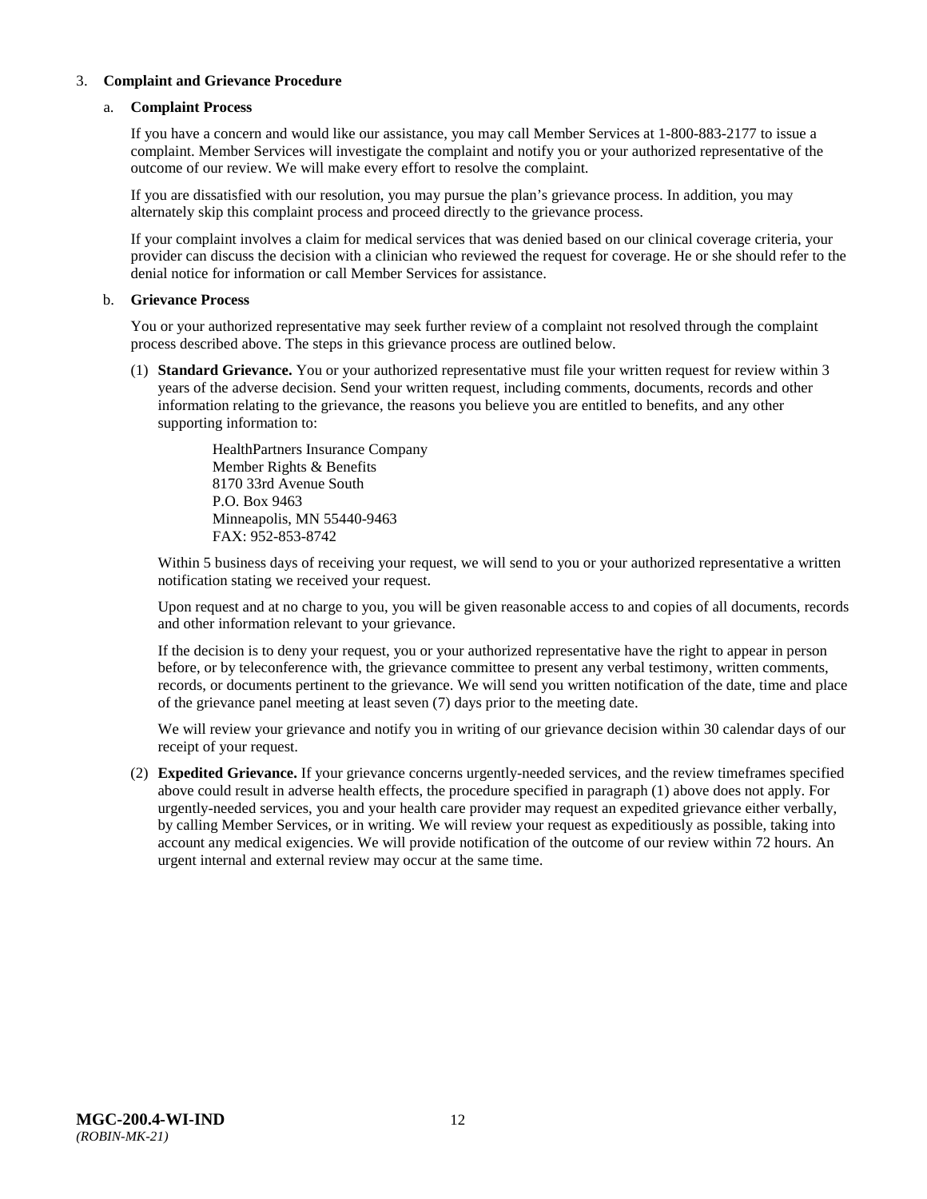3. **Complaint and Grievance Procedure**

   a. **Complaint Process**

   If you have a concern and would like our assistance, you may call Member Services at 1-800-883-2177 to issue a complaint. Member Services will investigate the complaint and notify you or your authorized representative of the outcome of our review. We will make every effort to resolve the complaint.

   If you are dissatisfied with our resolution, you may pursue the plan's grievance process. In addition, you may alternately skip this complaint process and proceed directly to the grievance process.

   If your complaint involves a claim for medical services that was denied based on our clinical coverage criteria, your provider can discuss the decision with a clinician who reviewed the request for coverage. He or she should refer to the denial notice for information or call Member Services for assistance.

   b. **Grievance Process**

   You or your authorized representative may seek further review of a complaint not resolved through the complaint process described above. The steps in this grievance process are outlined below.

   (1) **Standard Grievance.** You or your authorized representative must file your written request for review within 3 years of the adverse decision. Send your written request, including comments, documents, records and other information relating to the grievance, the reasons you believe you are entitled to benefits, and any other supporting information to:

   HealthPartners Insurance Company
   Member Rights & Benefits
   8170 33rd Avenue South
   P.O. Box 9463
   Minneapolis, MN 55440-9463
   FAX: 952-853-8742

   Within 5 business days of receiving your request, we will send to you or your authorized representative a written notification stating we received your request.

   Upon request and at no charge to you, you will be given reasonable access to and copies of all documents, records and other information relevant to your grievance.

   If the decision is to deny your request, you or your authorized representative have the right to appear in person before, or by teleconference with, the grievance committee to present any verbal testimony, written comments, records, or documents pertinent to the grievance. We will send you written notification of the date, time and place of the grievance panel meeting at least seven (7) days prior to the meeting date.

   We will review your grievance and notify you in writing of our grievance decision within 30 calendar days of our receipt of your request.

   (2) **Expedited Grievance.** If your grievance concerns urgently-needed services, and the review timeframes specified above could result in adverse health effects, the procedure specified in paragraph (1) above does not apply. For urgently-needed services, you and your health care provider may request an expedited grievance either verbally, by calling Member Services, or in writing. We will review your request as expeditiously as possible, taking into account any medical exigencies. We will provide notification of the outcome of our review within 72 hours. An urgent internal and external review may occur at the same time.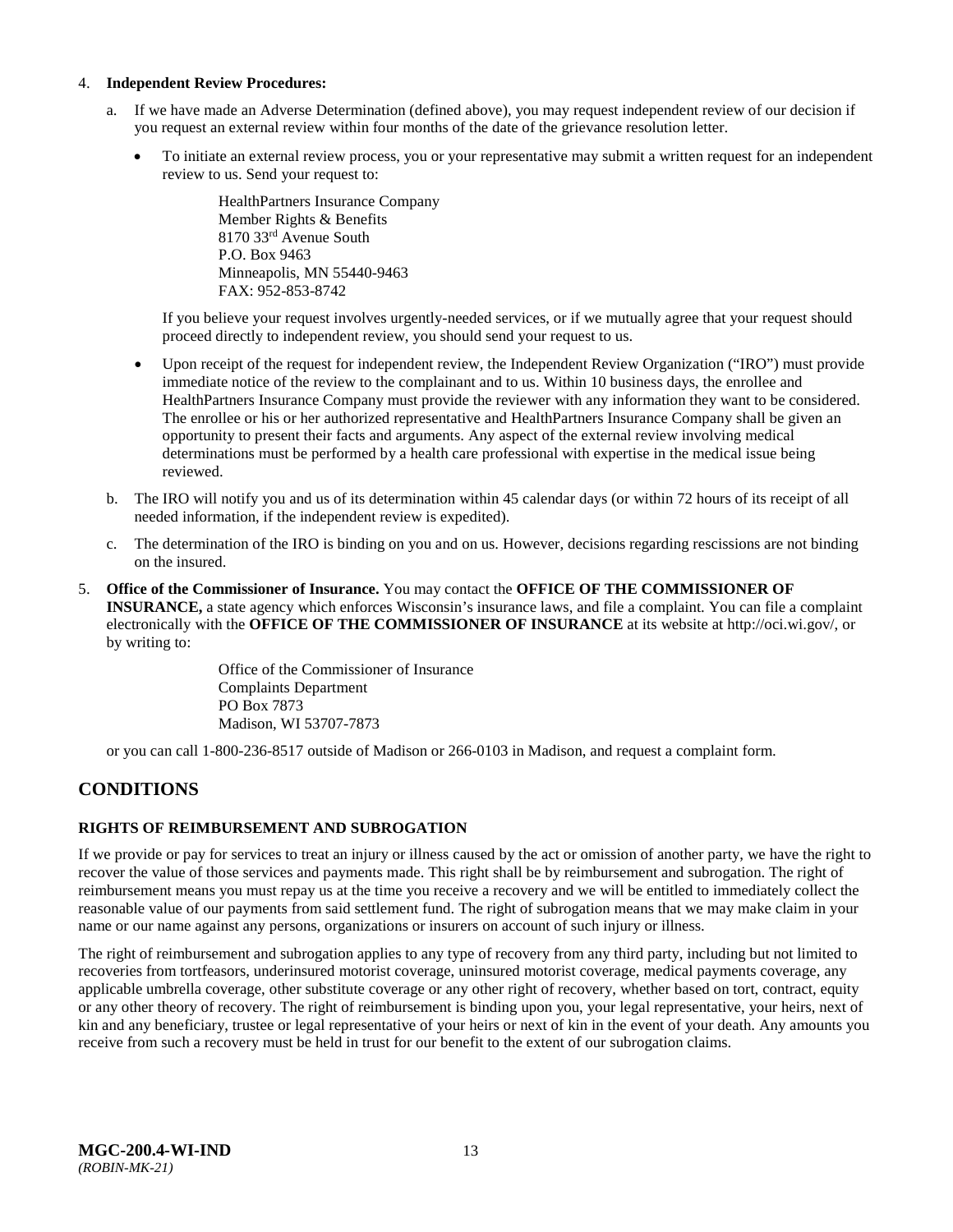4. **Independent Review Procedures:**

   a. If we have made an Adverse Determination (defined above), you may request independent review of our decision if you request an external review within four months of the date of the grievance resolution letter.

      - To initiate an external review process, you or your representative may submit a written request for an independent review to us. Send your request to:

        HealthPartners Insurance Company
        Member Rights & Benefits
        8170 33rd Avenue South
        P.O. Box 9463
        Minneapolis, MN 55440-9463
        FAX: 952-853-8742

        If you believe your request involves urgently-needed services, or if we mutually agree that your request should proceed directly to independent review, you should send your request to us.

      - Upon receipt of the request for independent review, the Independent Review Organization ("IRO") must provide immediate notice of the review to the complainant and to us. Within 10 business days, the enrollee and HealthPartners Insurance Company must provide the reviewer with any information they want to be considered. The enrollee or his or her authorized representative and HealthPartners Insurance Company shall be given an opportunity to present their facts and arguments. Any aspect of the external review involving medical determinations must be performed by a health care professional with expertise in the medical issue being reviewed.

   b. The IRO will notify you and us of its determination within 45 calendar days (or within 72 hours of its receipt of all needed information, if the independent review is expedited).

   c. The determination of the IRO is binding on you and on us. However, decisions regarding rescissions are not binding on the insured.

5. **Office of the Commissioner of Insurance.** You may contact the **OFFICE OF THE COMMISSIONER OF INSURANCE,** a state agency which enforces Wisconsin's insurance laws, and file a complaint. You can file a complaint electronically with the **OFFICE OF THE COMMISSIONER OF INSURANCE** at its website at http://oci.wi.gov/, or by writing to:

   Office of the Commissioner of Insurance
   Complaints Department
   PO Box 7873
   Madison, WI 53707-7873

   or you can call 1-800-236-8517 outside of Madison or 266-0103 in Madison, and request a complaint form.

## CONDITIONS

### RIGHTS OF REIMBURSEMENT AND SUBROGATION

If we provide or pay for services to treat an injury or illness caused by the act or omission of another party, we have the right to recover the value of those services and payments made. This right shall be by reimbursement and subrogation. The right of reimbursement means you must repay us at the time you receive a recovery and we will be entitled to immediately collect the reasonable value of our payments from said settlement fund. The right of subrogation means that we may make claim in your name or our name against any persons, organizations or insurers on account of such injury or illness.

The right of reimbursement and subrogation applies to any type of recovery from any third party, including but not limited to recoveries from tortfeasors, underinsured motorist coverage, uninsured motorist coverage, medical payments coverage, any applicable umbrella coverage, other substitute coverage or any other right of recovery, whether based on tort, contract, equity or any other theory of recovery. The right of reimbursement is binding upon you, your legal representative, your heirs, next of kin and any beneficiary, trustee or legal representative of your heirs or next of kin in the event of your death. Any amounts you receive from such a recovery must be held in trust for our benefit to the extent of our subrogation claims.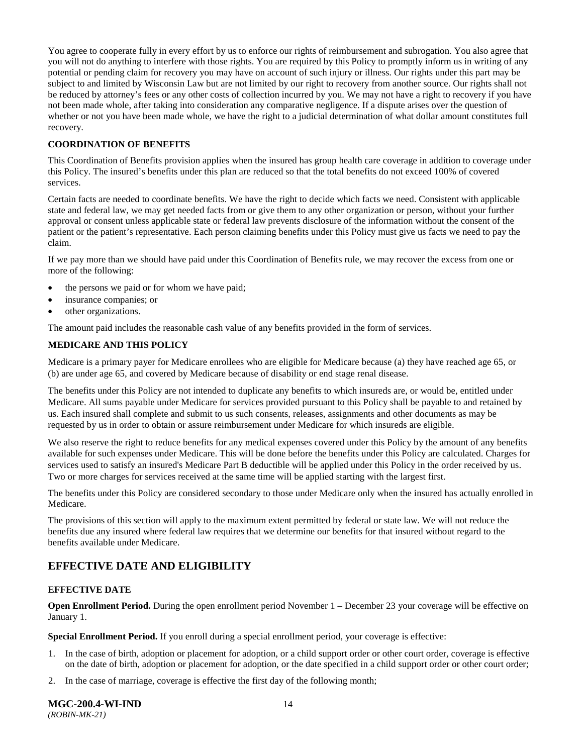You agree to cooperate fully in every effort by us to enforce our rights of reimbursement and subrogation. You also agree that you will not do anything to interfere with those rights. You are required by this Policy to promptly inform us in writing of any potential or pending claim for recovery you may have on account of such injury or illness. Our rights under this part may be subject to and limited by Wisconsin Law but are not limited by our right to recovery from another source. Our rights shall not be reduced by attorney's fees or any other costs of collection incurred by you. We may not have a right to recovery if you have not been made whole, after taking into consideration any comparative negligence. If a dispute arises over the question of whether or not you have been made whole, we have the right to a judicial determination of what dollar amount constitutes full recovery.

**COORDINATION OF BENEFITS**

This Coordination of Benefits provision applies when the insured has group health care coverage in addition to coverage under this Policy. The insured's benefits under this plan are reduced so that the total benefits do not exceed 100% of covered services.

Certain facts are needed to coordinate benefits. We have the right to decide which facts we need. Consistent with applicable state and federal law, we may get needed facts from or give them to any other organization or person, without your further approval or consent unless applicable state or federal law prevents disclosure of the information without the consent of the patient or the patient's representative. Each person claiming benefits under this Policy must give us facts we need to pay the claim.

If we pay more than we should have paid under this Coordination of Benefits rule, we may recover the excess from one or more of the following:

- the persons we paid or for whom we have paid;
- insurance companies; or
- other organizations.

The amount paid includes the reasonable cash value of any benefits provided in the form of services.

**MEDICARE AND THIS POLICY**

Medicare is a primary payer for Medicare enrollees who are eligible for Medicare because (a) they have reached age 65, or (b) are under age 65, and covered by Medicare because of disability or end stage renal disease.

The benefits under this Policy are not intended to duplicate any benefits to which insureds are, or would be, entitled under Medicare. All sums payable under Medicare for services provided pursuant to this Policy shall be payable to and retained by us. Each insured shall complete and submit to us such consents, releases, assignments and other documents as may be requested by us in order to obtain or assure reimbursement under Medicare for which insureds are eligible.

We also reserve the right to reduce benefits for any medical expenses covered under this Policy by the amount of any benefits available for such expenses under Medicare. This will be done before the benefits under this Policy are calculated. Charges for services used to satisfy an insured's Medicare Part B deductible will be applied under this Policy in the order received by us. Two or more charges for services received at the same time will be applied starting with the largest first.

The benefits under this Policy are considered secondary to those under Medicare only when the insured has actually enrolled in Medicare.

The provisions of this section will apply to the maximum extent permitted by federal or state law. We will not reduce the benefits due any insured where federal law requires that we determine our benefits for that insured without regard to the benefits available under Medicare.

## EFFECTIVE DATE AND ELIGIBILITY

**EFFECTIVE DATE**

**Open Enrollment Period.** During the open enrollment period November 1 – December 23 your coverage will be effective on January 1.

**Special Enrollment Period.** If you enroll during a special enrollment period, your coverage is effective:

1. In the case of birth, adoption or placement for adoption, or a child support order or other court order, coverage is effective on the date of birth, adoption or placement for adoption, or the date specified in a child support order or other court order;
2. In the case of marriage, coverage is effective the first day of the following month;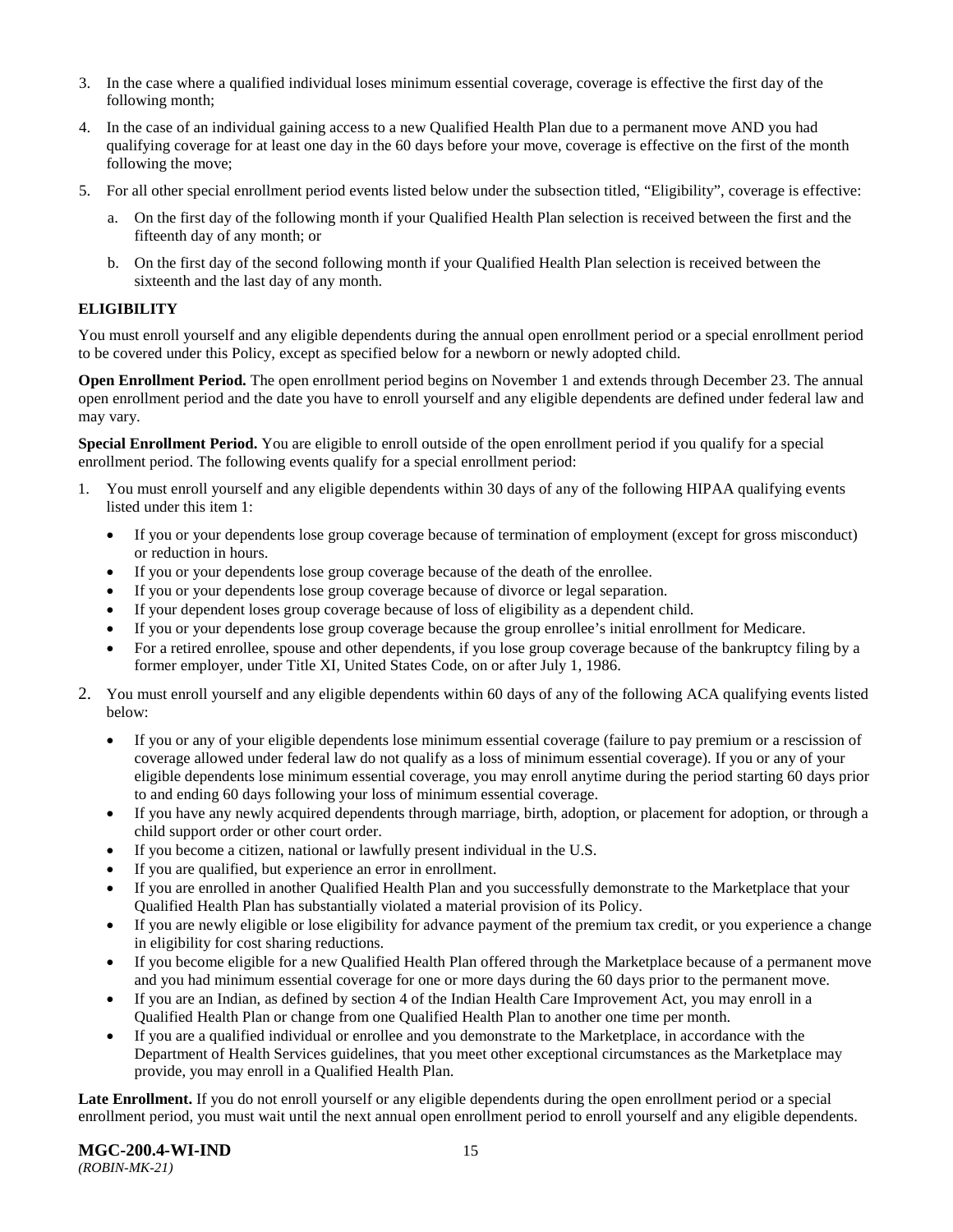3. In the case where a qualified individual loses minimum essential coverage, coverage is effective the first day of the following month;
4. In the case of an individual gaining access to a new Qualified Health Plan due to a permanent move AND you had qualifying coverage for at least one day in the 60 days before your move, coverage is effective on the first of the month following the move;
5. For all other special enrollment period events listed below under the subsection titled, "Eligibility", coverage is effective:
   a. On the first day of the following month if your Qualified Health Plan selection is received between the first and the fifteenth day of any month; or
   b. On the first day of the second following month if your Qualified Health Plan selection is received between the sixteenth and the last day of any month.

**ELIGIBILITY**

You must enroll yourself and any eligible dependents during the annual open enrollment period or a special enrollment period to be covered under this Policy, except as specified below for a newborn or newly adopted child.

**Open Enrollment Period.** The open enrollment period begins on November 1 and extends through December 23. The annual open enrollment period and the date you have to enroll yourself and any eligible dependents are defined under federal law and may vary.

**Special Enrollment Period.** You are eligible to enroll outside of the open enrollment period if you qualify for a special enrollment period. The following events qualify for a special enrollment period:

1. You must enroll yourself and any eligible dependents within 30 days of any of the following HIPAA qualifying events listed under this item 1:
   - If you or your dependents lose group coverage because of termination of employment (except for gross misconduct) or reduction in hours.
   - If you or your dependents lose group coverage because of the death of the enrollee.
   - If you or your dependents lose group coverage because of divorce or legal separation.
   - If your dependent loses group coverage because of loss of eligibility as a dependent child.
   - If you or your dependents lose group coverage because the group enrollee's initial enrollment for Medicare.
   - For a retired enrollee, spouse and other dependents, if you lose group coverage because of the bankruptcy filing by a former employer, under Title XI, United States Code, on or after July 1, 1986.
2. You must enroll yourself and any eligible dependents within 60 days of any of the following ACA qualifying events listed below:
   - If you or any of your eligible dependents lose minimum essential coverage (failure to pay premium or a rescission of coverage allowed under federal law do not qualify as a loss of minimum essential coverage). If you or any of your eligible dependents lose minimum essential coverage, you may enroll anytime during the period starting 60 days prior to and ending 60 days following your loss of minimum essential coverage.
   - If you have any newly acquired dependents through marriage, birth, adoption, or placement for adoption, or through a child support order or other court order.
   - If you become a citizen, national or lawfully present individual in the U.S.
   - If you are qualified, but experience an error in enrollment.
   - If you are enrolled in another Qualified Health Plan and you successfully demonstrate to the Marketplace that your Qualified Health Plan has substantially violated a material provision of its Policy.
   - If you are newly eligible or lose eligibility for advance payment of the premium tax credit, or you experience a change in eligibility for cost sharing reductions.
   - If you become eligible for a new Qualified Health Plan offered through the Marketplace because of a permanent move and you had minimum essential coverage for one or more days during the 60 days prior to the permanent move.
   - If you are an Indian, as defined by section 4 of the Indian Health Care Improvement Act, you may enroll in a Qualified Health Plan or change from one Qualified Health Plan to another one time per month.
   - If you are a qualified individual or enrollee and you demonstrate to the Marketplace, in accordance with the Department of Health Services guidelines, that you meet other exceptional circumstances as the Marketplace may provide, you may enroll in a Qualified Health Plan.

**Late Enrollment.** If you do not enroll yourself or any eligible dependents during the open enrollment period or a special enrollment period, you must wait until the next annual open enrollment period to enroll yourself and any eligible dependents.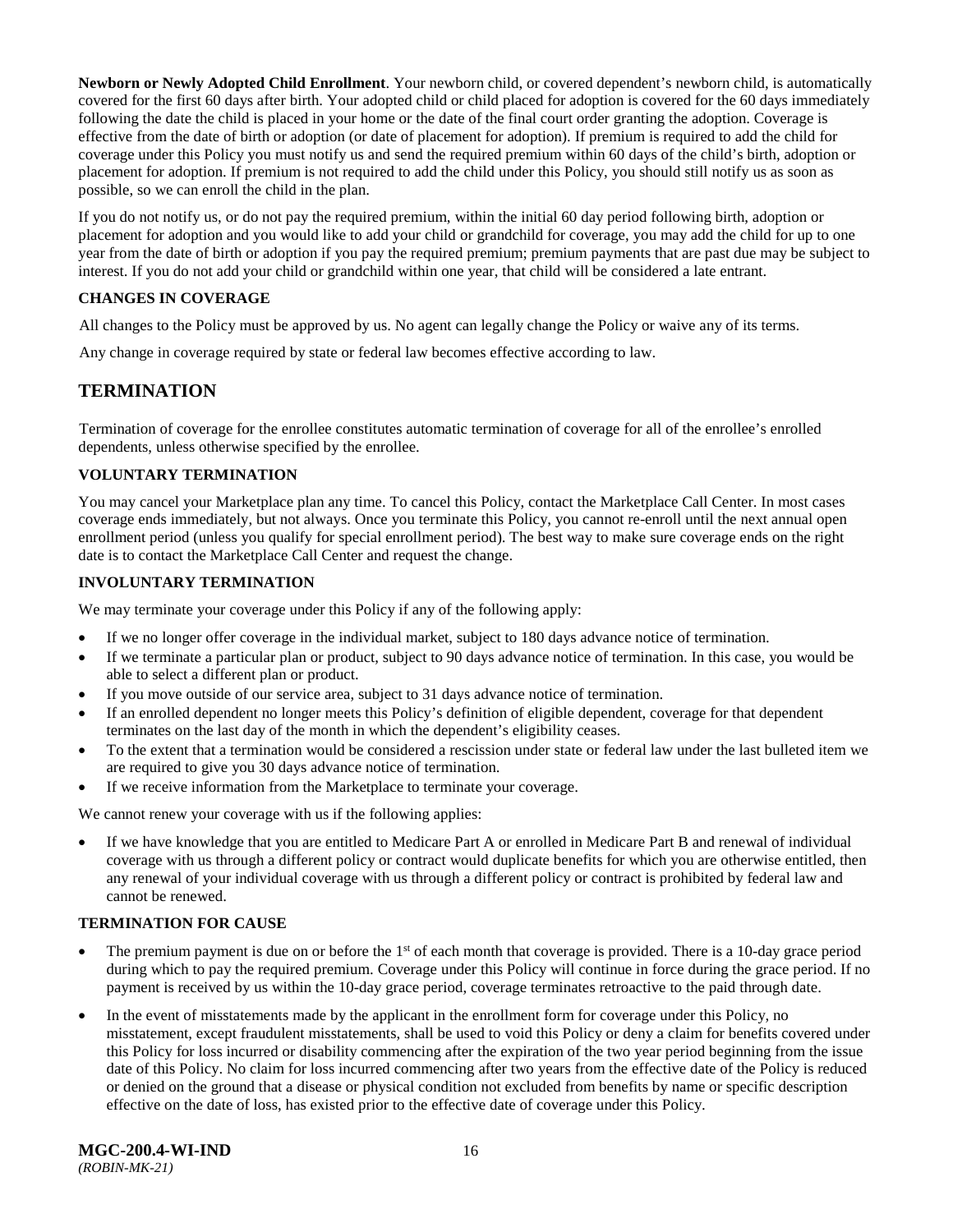**Newborn or Newly Adopted Child Enrollment**. Your newborn child, or covered dependent's newborn child, is automatically covered for the first 60 days after birth. Your adopted child or child placed for adoption is covered for the 60 days immediately following the date the child is placed in your home or the date of the final court order granting the adoption. Coverage is effective from the date of birth or adoption (or date of placement for adoption). If premium is required to add the child for coverage under this Policy you must notify us and send the required premium within 60 days of the child's birth, adoption or placement for adoption. If premium is not required to add the child under this Policy, you should still notify us as soon as possible, so we can enroll the child in the plan.

If you do not notify us, or do not pay the required premium, within the initial 60 day period following birth, adoption or placement for adoption and you would like to add your child or grandchild for coverage, you may add the child for up to one year from the date of birth or adoption if you pay the required premium; premium payments that are past due may be subject to interest. If you do not add your child or grandchild within one year, that child will be considered a late entrant.

### CHANGES IN COVERAGE

All changes to the Policy must be approved by us. No agent can legally change the Policy or waive any of its terms.

Any change in coverage required by state or federal law becomes effective according to law.

## TERMINATION

Termination of coverage for the enrollee constitutes automatic termination of coverage for all of the enrollee's enrolled dependents, unless otherwise specified by the enrollee.

### VOLUNTARY TERMINATION

You may cancel your Marketplace plan any time. To cancel this Policy, contact the Marketplace Call Center. In most cases coverage ends immediately, but not always. Once you terminate this Policy, you cannot re-enroll until the next annual open enrollment period (unless you qualify for special enrollment period). The best way to make sure coverage ends on the right date is to contact the Marketplace Call Center and request the change.

### INVOLUNTARY TERMINATION

We may terminate your coverage under this Policy if any of the following apply:

- If we no longer offer coverage in the individual market, subject to 180 days advance notice of termination.
- If we terminate a particular plan or product, subject to 90 days advance notice of termination. In this case, you would be able to select a different plan or product.
- If you move outside of our service area, subject to 31 days advance notice of termination.
- If an enrolled dependent no longer meets this Policy's definition of eligible dependent, coverage for that dependent terminates on the last day of the month in which the dependent's eligibility ceases.
- To the extent that a termination would be considered a rescission under state or federal law under the last bulleted item we are required to give you 30 days advance notice of termination.
- If we receive information from the Marketplace to terminate your coverage.

We cannot renew your coverage with us if the following applies:

- If we have knowledge that you are entitled to Medicare Part A or enrolled in Medicare Part B and renewal of individual coverage with us through a different policy or contract would duplicate benefits for which you are otherwise entitled, then any renewal of your individual coverage with us through a different policy or contract is prohibited by federal law and cannot be renewed.

### TERMINATION FOR CAUSE

- The premium payment is due on or before the 1st of each month that coverage is provided. There is a 10-day grace period during which to pay the required premium. Coverage under this Policy will continue in force during the grace period. If no payment is received by us within the 10-day grace period, coverage terminates retroactive to the paid through date.
- In the event of misstatements made by the applicant in the enrollment form for coverage under this Policy, no misstatement, except fraudulent misstatements, shall be used to void this Policy or deny a claim for benefits covered under this Policy for loss incurred or disability commencing after the expiration of the two year period beginning from the issue date of this Policy. No claim for loss incurred commencing after two years from the effective date of the Policy is reduced or denied on the ground that a disease or physical condition not excluded from benefits by name or specific description effective on the date of loss, has existed prior to the effective date of coverage under this Policy.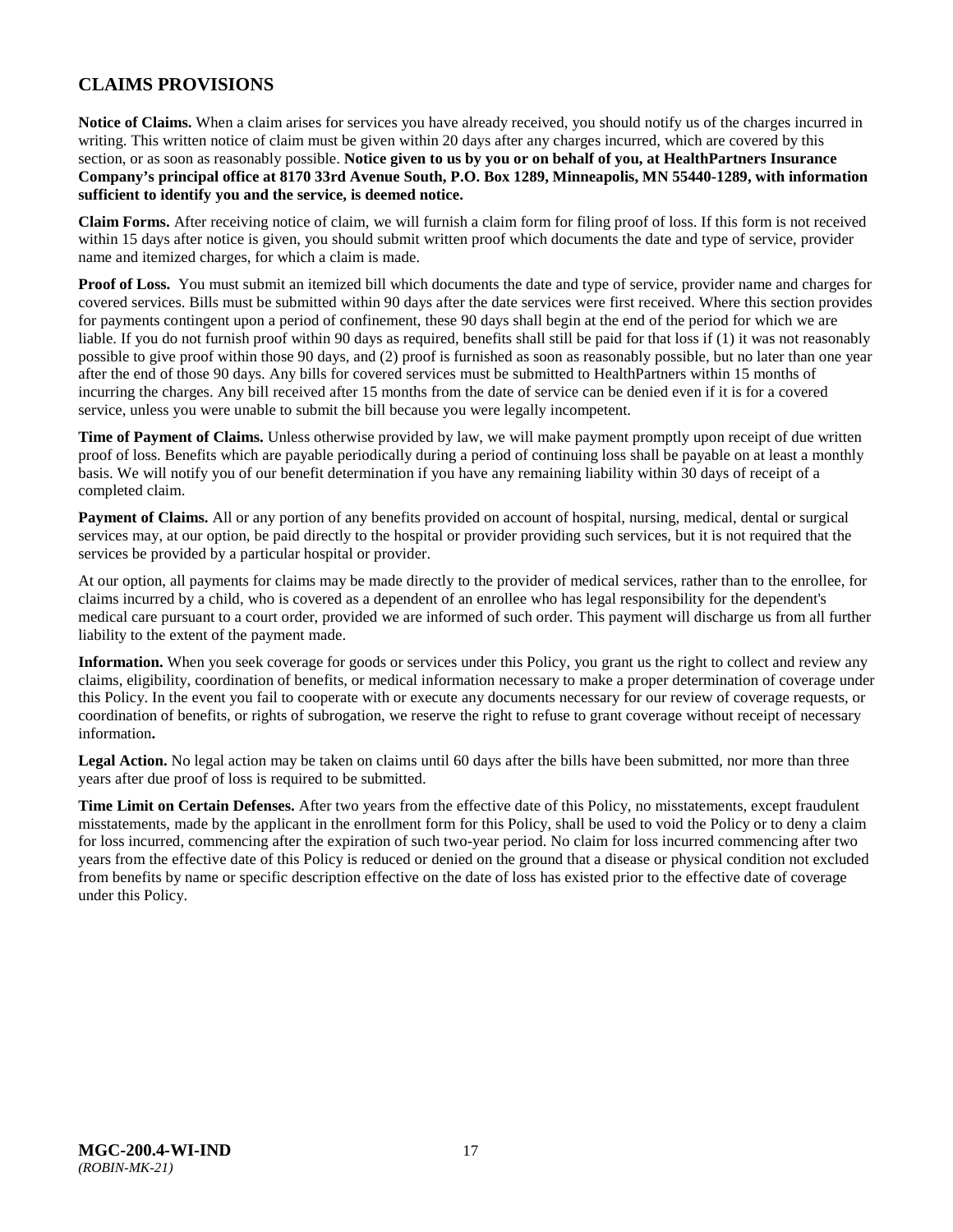## CLAIMS PROVISIONS

**Notice of Claims.** When a claim arises for services you have already received, you should notify us of the charges incurred in writing. This written notice of claim must be given within 20 days after any charges incurred, which are covered by this section, or as soon as reasonably possible. **Notice given to us by you or on behalf of you, at HealthPartners Insurance Company's principal office at 8170 33rd Avenue South, P.O. Box 1289, Minneapolis, MN 55440-1289, with information sufficient to identify you and the service, is deemed notice.**

**Claim Forms.** After receiving notice of claim, we will furnish a claim form for filing proof of loss. If this form is not received within 15 days after notice is given, you should submit written proof which documents the date and type of service, provider name and itemized charges, for which a claim is made.

**Proof of Loss.** You must submit an itemized bill which documents the date and type of service, provider name and charges for covered services. Bills must be submitted within 90 days after the date services were first received. Where this section provides for payments contingent upon a period of confinement, these 90 days shall begin at the end of the period for which we are liable. If you do not furnish proof within 90 days as required, benefits shall still be paid for that loss if (1) it was not reasonably possible to give proof within those 90 days, and (2) proof is furnished as soon as reasonably possible, but no later than one year after the end of those 90 days. Any bills for covered services must be submitted to HealthPartners within 15 months of incurring the charges. Any bill received after 15 months from the date of service can be denied even if it is for a covered service, unless you were unable to submit the bill because you were legally incompetent.

**Time of Payment of Claims.** Unless otherwise provided by law, we will make payment promptly upon receipt of due written proof of loss. Benefits which are payable periodically during a period of continuing loss shall be payable on at least a monthly basis. We will notify you of our benefit determination if you have any remaining liability within 30 days of receipt of a completed claim.

**Payment of Claims.** All or any portion of any benefits provided on account of hospital, nursing, medical, dental or surgical services may, at our option, be paid directly to the hospital or provider providing such services, but it is not required that the services be provided by a particular hospital or provider.

At our option, all payments for claims may be made directly to the provider of medical services, rather than to the enrollee, for claims incurred by a child, who is covered as a dependent of an enrollee who has legal responsibility for the dependent's medical care pursuant to a court order, provided we are informed of such order. This payment will discharge us from all further liability to the extent of the payment made.

**Information.** When you seek coverage for goods or services under this Policy, you grant us the right to collect and review any claims, eligibility, coordination of benefits, or medical information necessary to make a proper determination of coverage under this Policy. In the event you fail to cooperate with or execute any documents necessary for our review of coverage requests, or coordination of benefits, or rights of subrogation, we reserve the right to refuse to grant coverage without receipt of necessary information**.**

**Legal Action.** No legal action may be taken on claims until 60 days after the bills have been submitted, nor more than three years after due proof of loss is required to be submitted.

**Time Limit on Certain Defenses.** After two years from the effective date of this Policy, no misstatements, except fraudulent misstatements, made by the applicant in the enrollment form for this Policy, shall be used to void the Policy or to deny a claim for loss incurred, commencing after the expiration of such two-year period. No claim for loss incurred commencing after two years from the effective date of this Policy is reduced or denied on the ground that a disease or physical condition not excluded from benefits by name or specific description effective on the date of loss has existed prior to the effective date of coverage under this Policy.

**MGC-200.4-WI-IND**
*(ROBIN-MK-21)*